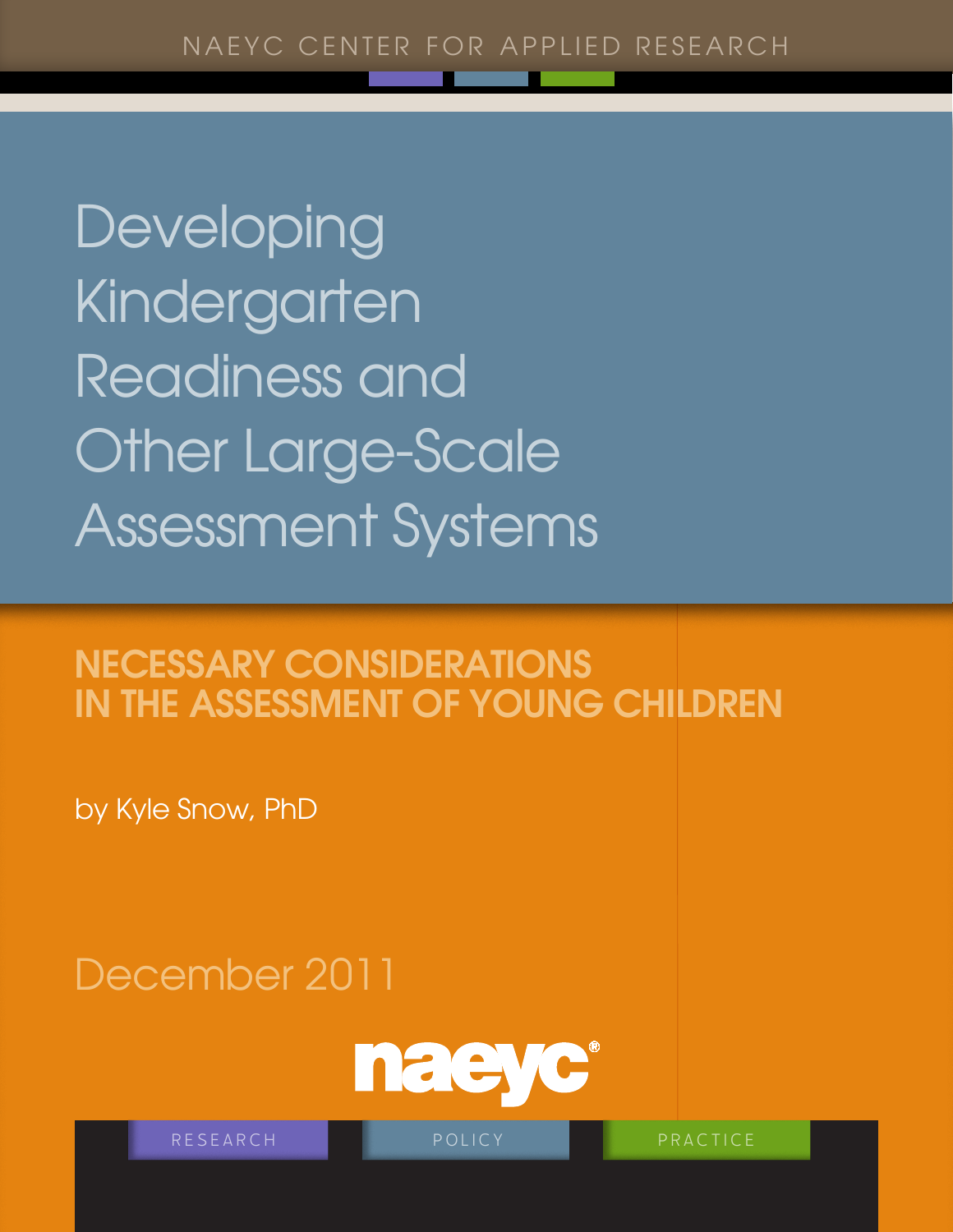NAEYC CENTER FOR APPLIED RESEARCH

# Developing Kindergarten Readiness and Other Large-Scale Assessment Systems

## NECESSARY CONSIDERATIONS IN THE ASSESSMENT OF YOUNG CHILDREN

by Kyle Snow, PhD

December 2011

naeyc®

RESEARCH POLICY PRACTICE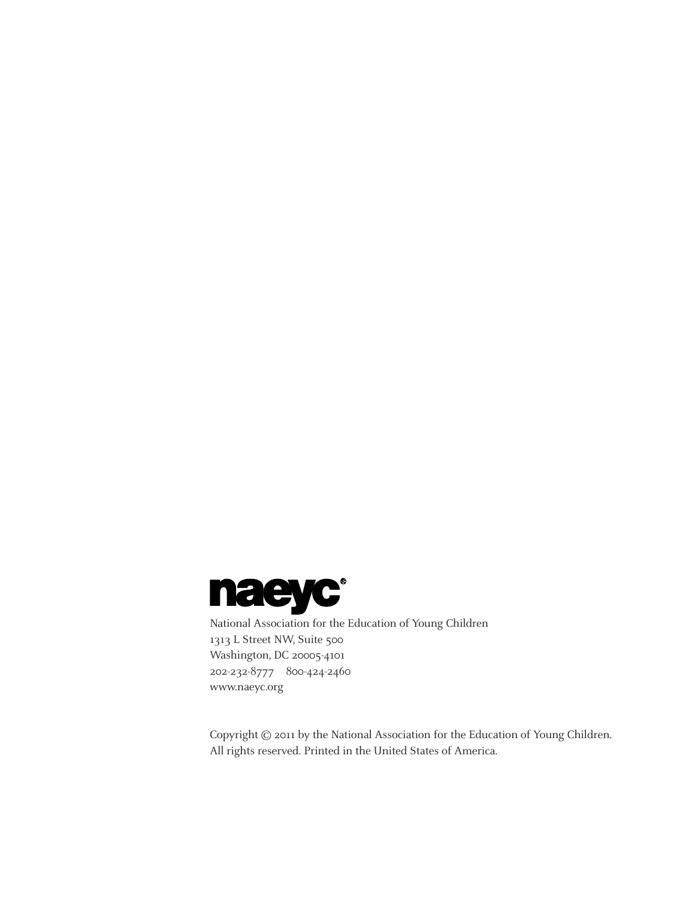**naeyc®**

National Association for the Education of Young Children
1313 L Street NW, Suite 500
Washington, DC 20005-4101
202-232-8777 800-424-2460
www.naeyc.org

Copyright © 2011 by the National Association for the Education of Young Children.
All rights reserved. Printed in the United States of America.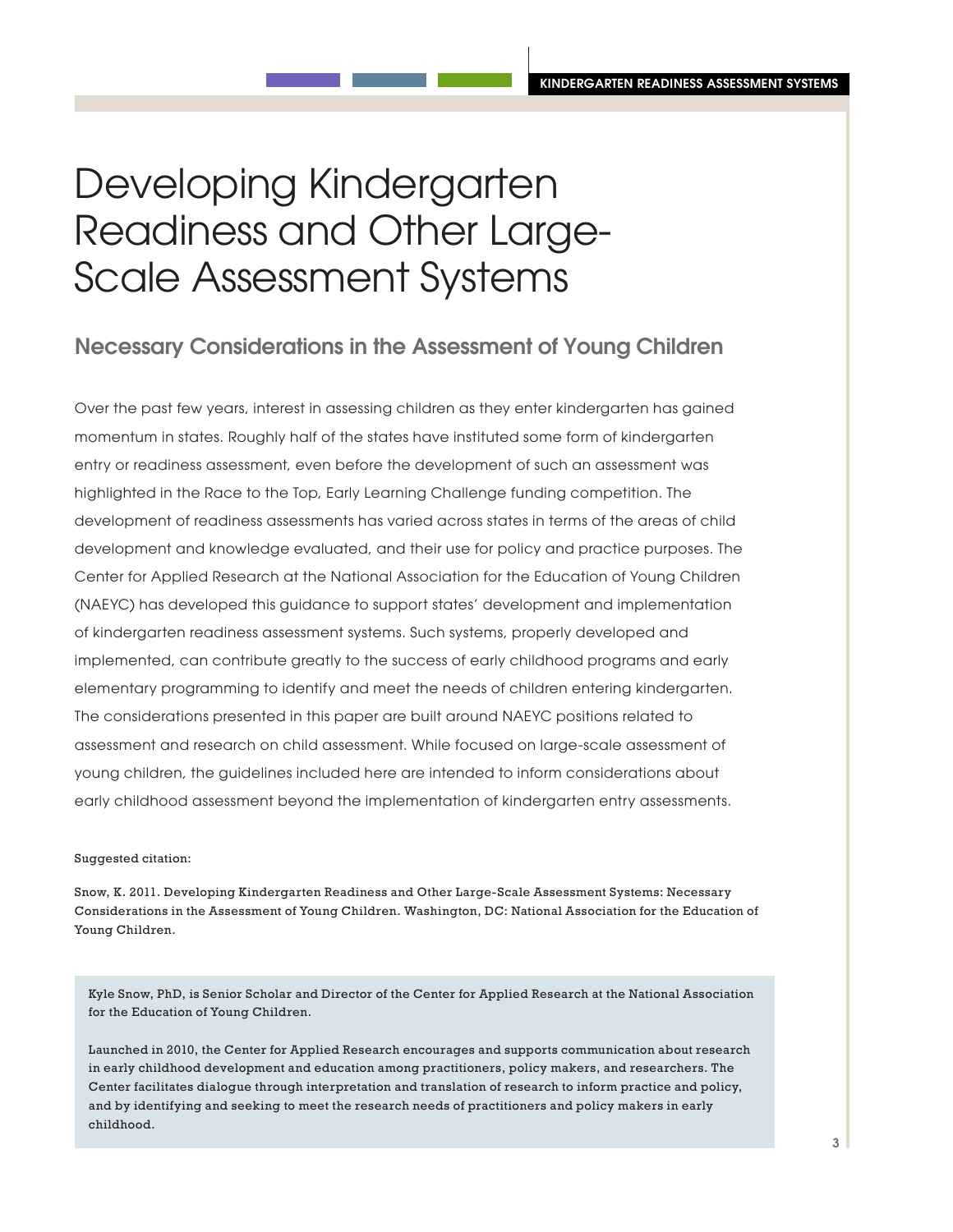# Developing Kindergarten Readiness and Other Large-Scale Assessment Systems

## Necessary Considerations in the Assessment of Young Children

Over the past few years, interest in assessing children as they enter kindergarten has gained momentum in states. Roughly half of the states have instituted some form of kindergarten entry or readiness assessment, even before the development of such an assessment was highlighted in the Race to the Top, Early Learning Challenge funding competition. The development of readiness assessments has varied across states in terms of the areas of child development and knowledge evaluated, and their use for policy and practice purposes. The Center for Applied Research at the National Association for the Education of Young Children (NAEYC) has developed this guidance to support states' development and implementation of kindergarten readiness assessment systems. Such systems, properly developed and implemented, can contribute greatly to the success of early childhood programs and early elementary programming to identify and meet the needs of children entering kindergarten. The considerations presented in this paper are built around NAEYC positions related to assessment and research on child assessment. While focused on large-scale assessment of young children, the guidelines included here are intended to inform considerations about early childhood assessment beyond the implementation of kindergarten entry assessments.

Suggested citation:

Snow, K. 2011. Developing Kindergarten Readiness and Other Large-Scale Assessment Systems: Necessary Considerations in the Assessment of Young Children. Washington, DC: National Association for the Education of Young Children.

Kyle Snow, PhD, is Senior Scholar and Director of the Center for Applied Research at the National Association for the Education of Young Children.

Launched in 2010, the Center for Applied Research encourages and supports communication about research in early childhood development and education among practitioners, policy makers, and researchers. The Center facilitates dialogue through interpretation and translation of research to inform practice and policy, and by identifying and seeking to meet the research needs of practitioners and policy makers in early childhood.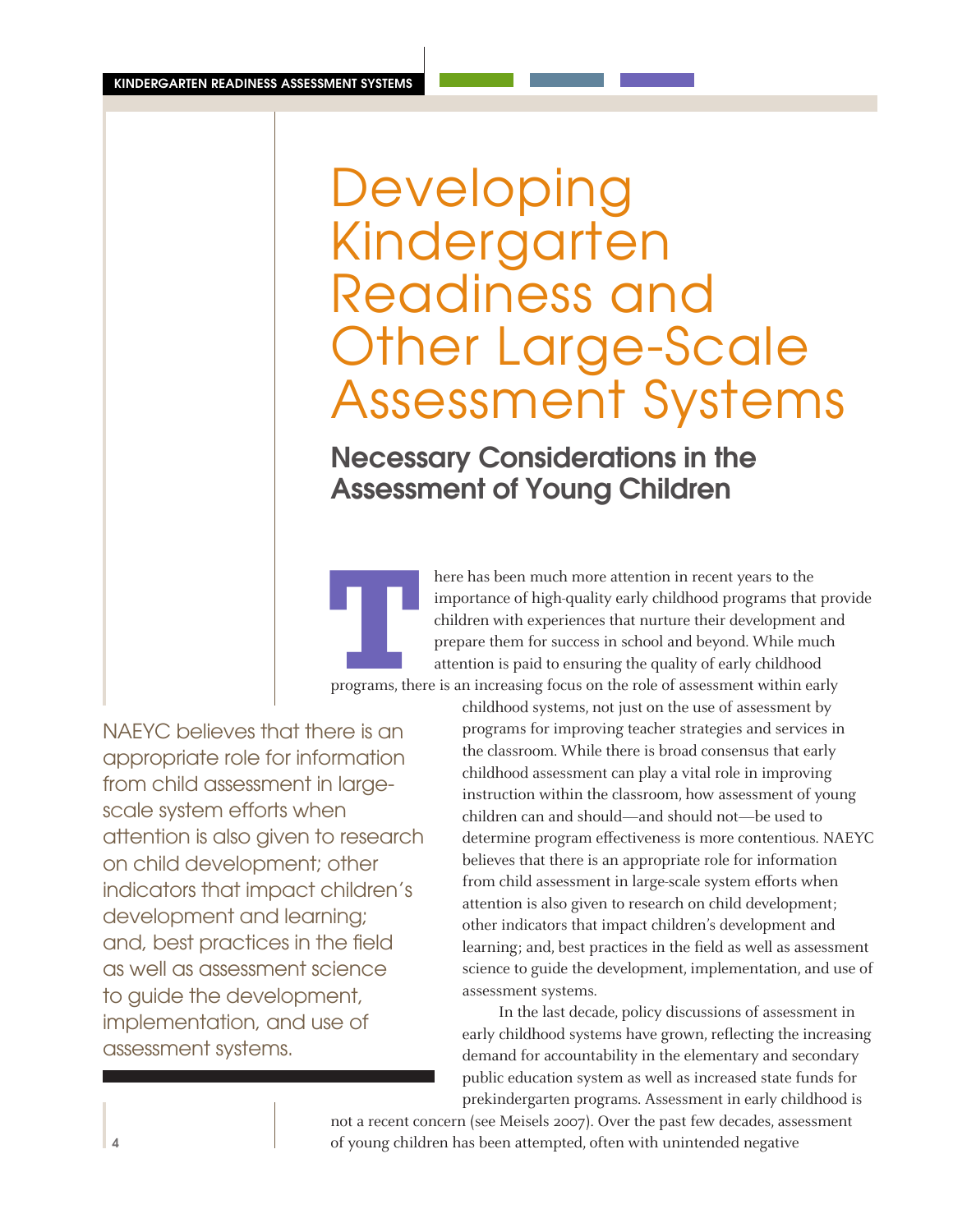# Developing Kindergarten Readiness and Other Large-Scale Assessment Systems

## Necessary Considerations in the Assessment of Young Children

There has been much more attention in recent years to the importance of high-quality early childhood programs that provide children with experiences that nurture their development and prepare them for success in school and beyond. While much attention is paid to ensuring the quality of early childhood programs, there is an increasing focus on the role of assessment within early childhood systems, not just on the use of assessment by programs for improving teacher strategies and services in the classroom. While there is broad consensus that early childhood assessment can play a vital role in improving instruction within the classroom, how assessment of young children can and should—and should not—be used to determine program effectiveness is more contentious. NAEYC believes that there is an appropriate role for information from child assessment in large-scale system efforts when attention is also given to research on child development; other indicators that impact children's development and learning; and, best practices in the field as well as assessment science to guide the development, implementation, and use of assessment systems.

> NAEYC believes that there is an appropriate role for information from child assessment in large-scale system efforts when attention is also given to research on child development; other indicators that impact children's development and learning; and, best practices in the field as well as assessment science to guide the development, implementation, and use of assessment systems.

In the last decade, policy discussions of assessment in early childhood systems have grown, reflecting the increasing demand for accountability in the elementary and secondary public education system as well as increased state funds for prekindergarten programs. Assessment in early childhood is not a recent concern (see Meisels 2007). Over the past few decades, assessment of young children has been attempted, often with unintended negative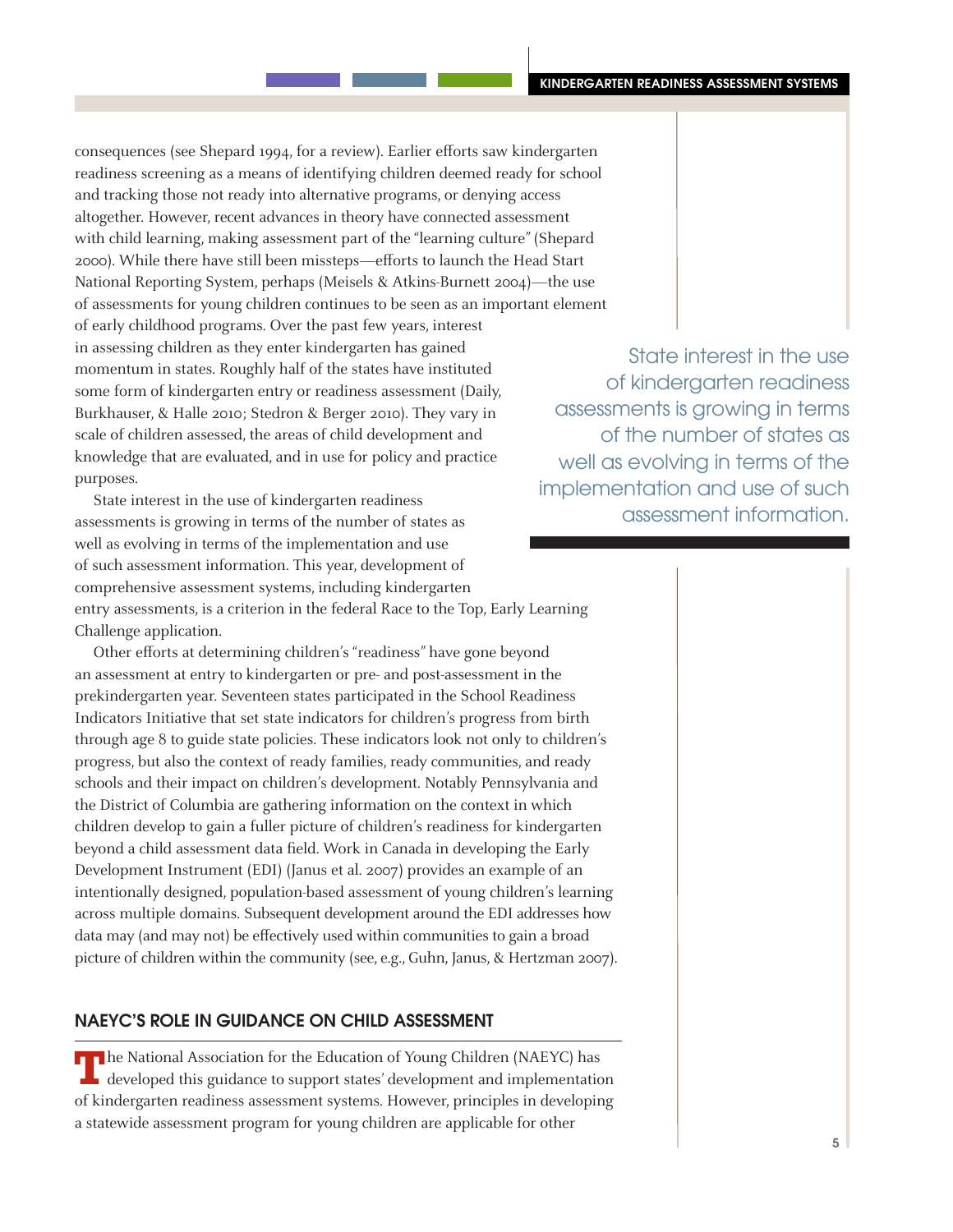consequences (see Shepard 1994, for a review). Earlier efforts saw kindergarten readiness screening as a means of identifying children deemed ready for school and tracking those not ready into alternative programs, or denying access altogether. However, recent advances in theory have connected assessment with child learning, making assessment part of the "learning culture" (Shepard 2000). While there have still been missteps—efforts to launch the Head Start National Reporting System, perhaps (Meisels & Atkins-Burnett 2004)—the use of assessments for young children continues to be seen as an important element of early childhood programs. Over the past few years, interest in assessing children as they enter kindergarten has gained momentum in states. Roughly half of the states have instituted some form of kindergarten entry or readiness assessment (Daily, Burkhauser, & Halle 2010; Stedron & Berger 2010). They vary in scale of children assessed, the areas of child development and knowledge that are evaluated, and in use for policy and practice purposes.

State interest in the use of kindergarten readiness assessments is growing in terms of the number of states as well as evolving in terms of the implementation and use of such assessment information. This year, development of comprehensive assessment systems, including kindergarten entry assessments, is a criterion in the federal Race to the Top, Early Learning Challenge application.

> State interest in the use of kindergarten readiness assessments is growing in terms of the number of states as well as evolving in terms of the implementation and use of such assessment information.

Other efforts at determining children's "readiness" have gone beyond an assessment at entry to kindergarten or pre- and post-assessment in the prekindergarten year. Seventeen states participated in the School Readiness Indicators Initiative that set state indicators for children's progress from birth through age 8 to guide state policies. These indicators look not only to children's progress, but also the context of ready families, ready communities, and ready schools and their impact on children's development. Notably Pennsylvania and the District of Columbia are gathering information on the context in which children develop to gain a fuller picture of children's readiness for kindergarten beyond a child assessment data field. Work in Canada in developing the Early Development Instrument (EDI) (Janus et al. 2007) provides an example of an intentionally designed, population-based assessment of young children's learning across multiple domains. Subsequent development around the EDI addresses how data may (and may not) be effectively used within communities to gain a broad picture of children within the community (see, e.g., Guhn, Janus, & Hertzman 2007).

## NAEYC'S ROLE IN GUIDANCE ON CHILD ASSESSMENT

The National Association for the Education of Young Children (NAEYC) has developed this guidance to support states' development and implementation of kindergarten readiness assessment systems. However, principles in developing a statewide assessment program for young children are applicable for other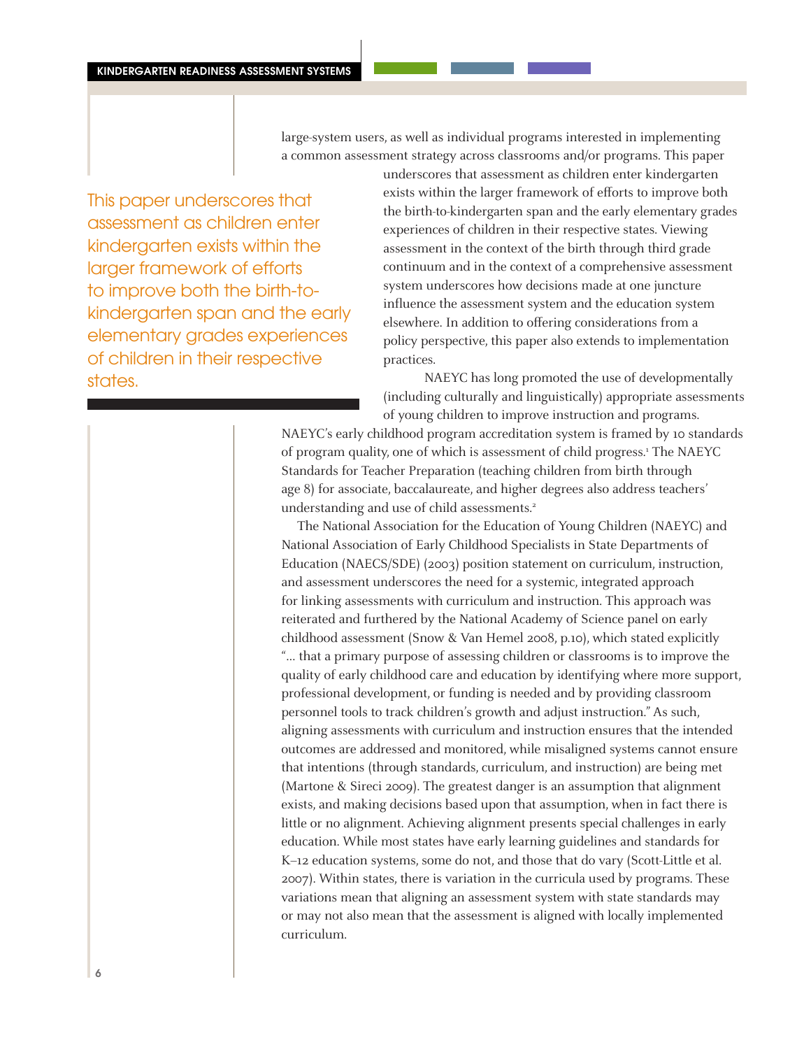large-system users, as well as individual programs interested in implementing a common assessment strategy across classrooms and/or programs. This paper underscores that assessment as children enter kindergarten exists within the larger framework of efforts to improve both the birth-to-kindergarten span and the early elementary grades experiences of children in their respective states. Viewing assessment in the context of the birth through third grade continuum and in the context of a comprehensive assessment system underscores how decisions made at one juncture influence the assessment system and the education system elsewhere. In addition to offering considerations from a policy perspective, this paper also extends to implementation practices.

> This paper underscores that assessment as children enter kindergarten exists within the larger framework of efforts to improve both the birth-to-kindergarten span and the early elementary grades experiences of children in their respective states.

NAEYC has long promoted the use of developmentally (including culturally and linguistically) appropriate assessments of young children to improve instruction and programs. NAEYC's early childhood program accreditation system is framed by 10 standards of program quality, one of which is assessment of child progress.[1] The NAEYC Standards for Teacher Preparation (teaching children from birth through age 8) for associate, baccalaureate, and higher degrees also address teachers' understanding and use of child assessments.[2]

The National Association for the Education of Young Children (NAEYC) and National Association of Early Childhood Specialists in State Departments of Education (NAECS/SDE) (2003) position statement on curriculum, instruction, and assessment underscores the need for a systemic, integrated approach for linking assessments with curriculum and instruction. This approach was reiterated and furthered by the National Academy of Science panel on early childhood assessment (Snow & Van Hemel 2008, p.10), which stated explicitly "… that a primary purpose of assessing children or classrooms is to improve the quality of early childhood care and education by identifying where more support, professional development, or funding is needed and by providing classroom personnel tools to track children's growth and adjust instruction." As such, aligning assessments with curriculum and instruction ensures that the intended outcomes are addressed and monitored, while misaligned systems cannot ensure that intentions (through standards, curriculum, and instruction) are being met (Martone & Sireci 2009). The greatest danger is an assumption that alignment exists, and making decisions based upon that assumption, when in fact there is little or no alignment. Achieving alignment presents special challenges in early education. While most states have early learning guidelines and standards for K–12 education systems, some do not, and those that do vary (Scott-Little et al. 2007). Within states, there is variation in the curricula used by programs. These variations mean that aligning an assessment system with state standards may or may not also mean that the assessment is aligned with locally implemented curriculum.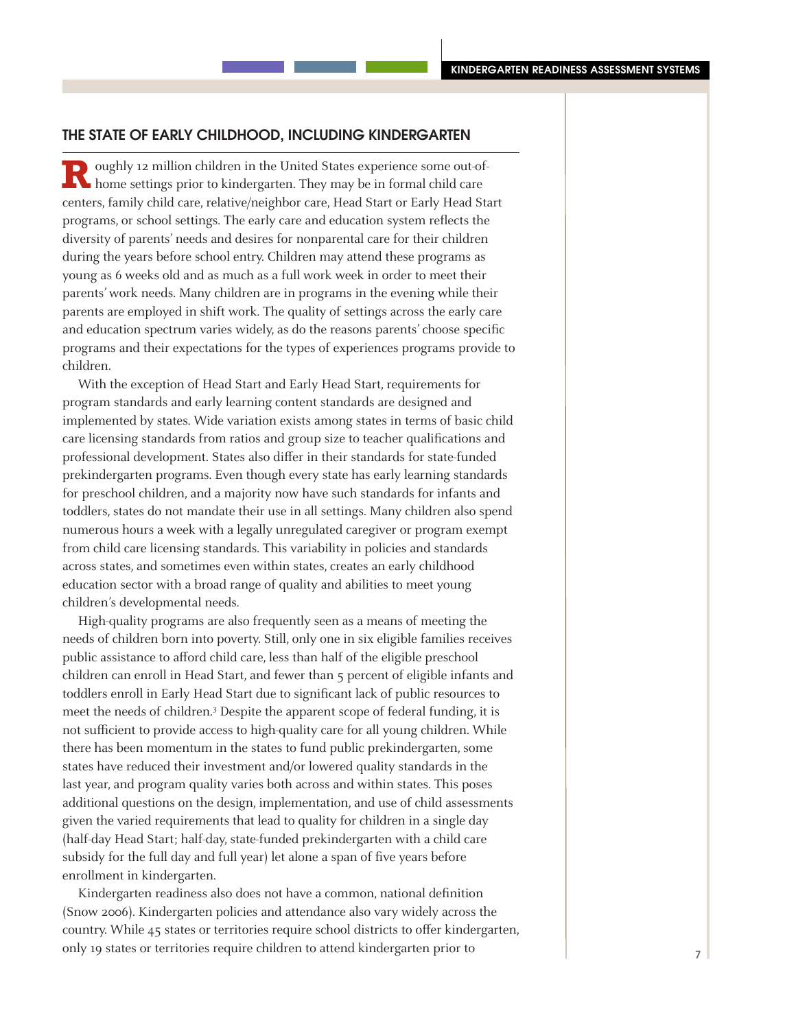## THE STATE OF EARLY CHILDHOOD, INCLUDING KINDERGARTEN

Roughly 12 million children in the United States experience some out-of-home settings prior to kindergarten. They may be in formal child care centers, family child care, relative/neighbor care, Head Start or Early Head Start programs, or school settings. The early care and education system reflects the diversity of parents' needs and desires for nonparental care for their children during the years before school entry. Children may attend these programs as young as 6 weeks old and as much as a full work week in order to meet their parents' work needs. Many children are in programs in the evening while their parents are employed in shift work. The quality of settings across the early care and education spectrum varies widely, as do the reasons parents' choose specific programs and their expectations for the types of experiences programs provide to children.

With the exception of Head Start and Early Head Start, requirements for program standards and early learning content standards are designed and implemented by states. Wide variation exists among states in terms of basic child care licensing standards from ratios and group size to teacher qualifications and professional development. States also differ in their standards for state-funded prekindergarten programs. Even though every state has early learning standards for preschool children, and a majority now have such standards for infants and toddlers, states do not mandate their use in all settings. Many children also spend numerous hours a week with a legally unregulated caregiver or program exempt from child care licensing standards. This variability in policies and standards across states, and sometimes even within states, creates an early childhood education sector with a broad range of quality and abilities to meet young children's developmental needs.

High-quality programs are also frequently seen as a means of meeting the needs of children born into poverty. Still, only one in six eligible families receives public assistance to afford child care, less than half of the eligible preschool children can enroll in Head Start, and fewer than 5 percent of eligible infants and toddlers enroll in Early Head Start due to significant lack of public resources to meet the needs of children.[3] Despite the apparent scope of federal funding, it is not sufficient to provide access to high-quality care for all young children. While there has been momentum in the states to fund public prekindergarten, some states have reduced their investment and/or lowered quality standards in the last year, and program quality varies both across and within states. This poses additional questions on the design, implementation, and use of child assessments given the varied requirements that lead to quality for children in a single day (half-day Head Start; half-day, state-funded prekindergarten with a child care subsidy for the full day and full year) let alone a span of five years before enrollment in kindergarten.

Kindergarten readiness also does not have a common, national definition (Snow 2006). Kindergarten policies and attendance also vary widely across the country. While 45 states or territories require school districts to offer kindergarten, only 19 states or territories require children to attend kindergarten prior to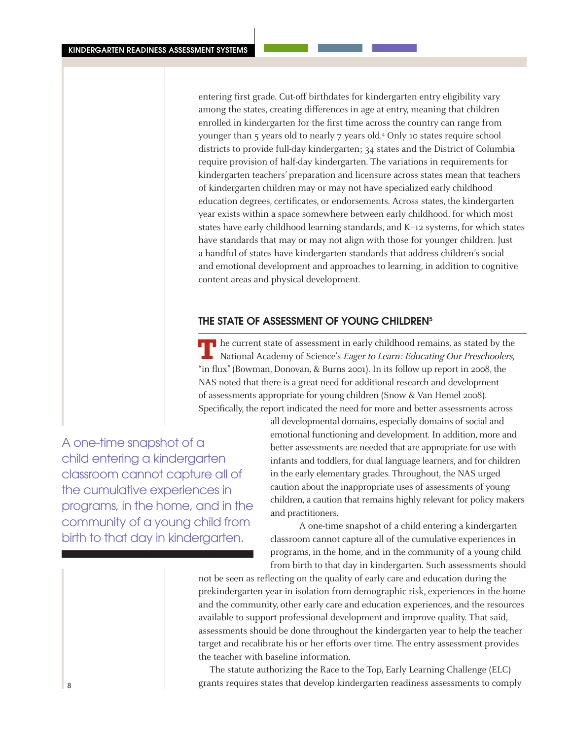entering first grade. Cut-off birthdates for kindergarten entry eligibility vary among the states, creating differences in age at entry, meaning that children enrolled in kindergarten for the first time across the country can range from younger than 5 years old to nearly 7 years old.[4] Only 10 states require school districts to provide full-day kindergarten; 34 states and the District of Columbia require provision of half-day kindergarten. The variations in requirements for kindergarten teachers' preparation and licensure across states mean that teachers of kindergarten children may or may not have specialized early childhood education degrees, certificates, or endorsements. Across states, the kindergarten year exists within a space somewhere between early childhood, for which most states have early childhood learning standards, and K–12 systems, for which states have standards that may or may not align with those for younger children. Just a handful of states have kindergarten standards that address children's social and emotional development and approaches to learning, in addition to cognitive content areas and physical development.

## THE STATE OF ASSESSMENT OF YOUNG CHILDREN[5]

The current state of assessment in early childhood remains, as stated by the National Academy of Science's *Eager to Learn: Educating Our Preschoolers,* "in flux" (Bowman, Donovan, & Burns 2001). In its follow up report in 2008, the NAS noted that there is a great need for additional research and development of assessments appropriate for young children (Snow & Van Hemel 2008). Specifically, the report indicated the need for more and better assessments across all developmental domains, especially domains of social and emotional functioning and development. In addition, more and better assessments are needed that are appropriate for use with infants and toddlers, for dual language learners, and for children in the early elementary grades. Throughout, the NAS urged caution about the inappropriate uses of assessments of young children, a caution that remains highly relevant for policy makers and practitioners.

> A one-time snapshot of a child entering a kindergarten classroom cannot capture all of the cumulative experiences in programs, in the home, and in the community of a young child from birth to that day in kindergarten.

A one-time snapshot of a child entering a kindergarten classroom cannot capture all of the cumulative experiences in programs, in the home, and in the community of a young child from birth to that day in kindergarten. Such assessments should not be seen as reflecting on the quality of early care and education during the prekindergarten year in isolation from demographic risk, experiences in the home and the community, other early care and education experiences, and the resources available to support professional development and improve quality. That said, assessments should be done throughout the kindergarten year to help the teacher target and recalibrate his or her efforts over time. The entry assessment provides the teacher with baseline information.

The statute authorizing the Race to the Top, Early Learning Challenge (ELC) grants requires states that develop kindergarten readiness assessments to comply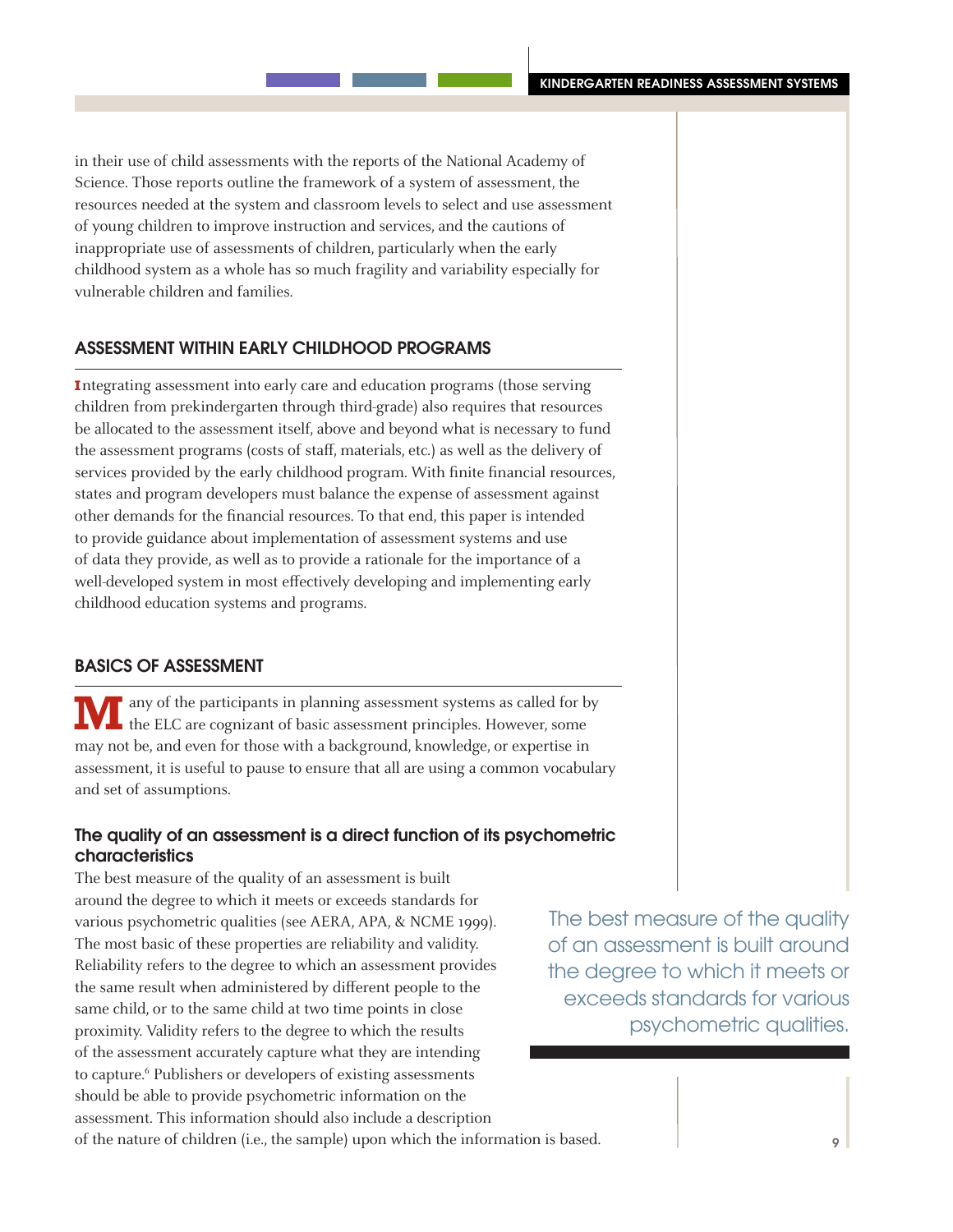in their use of child assessments with the reports of the National Academy of Science. Those reports outline the framework of a system of assessment, the resources needed at the system and classroom levels to select and use assessment of young children to improve instruction and services, and the cautions of inappropriate use of assessments of children, particularly when the early childhood system as a whole has so much fragility and variability especially for vulnerable children and families.

## ASSESSMENT WITHIN EARLY CHILDHOOD PROGRAMS

Integrating assessment into early care and education programs (those serving children from prekindergarten through third-grade) also requires that resources be allocated to the assessment itself, above and beyond what is necessary to fund the assessment programs (costs of staff, materials, etc.) as well as the delivery of services provided by the early childhood program. With finite financial resources, states and program developers must balance the expense of assessment against other demands for the financial resources. To that end, this paper is intended to provide guidance about implementation of assessment systems and use of data they provide, as well as to provide a rationale for the importance of a well-developed system in most effectively developing and implementing early childhood education systems and programs.

## BASICS OF ASSESSMENT

Many of the participants in planning assessment systems as called for by the ELC are cognizant of basic assessment principles. However, some may not be, and even for those with a background, knowledge, or expertise in assessment, it is useful to pause to ensure that all are using a common vocabulary and set of assumptions.

### The quality of an assessment is a direct function of its psychometric characteristics

The best measure of the quality of an assessment is built around the degree to which it meets or exceeds standards for various psychometric qualities (see AERA, APA, & NCME 1999). The most basic of these properties are reliability and validity. Reliability refers to the degree to which an assessment provides the same result when administered by different people to the same child, or to the same child at two time points in close proximity. Validity refers to the degree to which the results of the assessment accurately capture what they are intending to capture.[6] Publishers or developers of existing assessments should be able to provide psychometric information on the assessment. This information should also include a description of the nature of children (i.e., the sample) upon which the information is based.

> The best measure of the quality of an assessment is built around the degree to which it meets or exceeds standards for various psychometric qualities.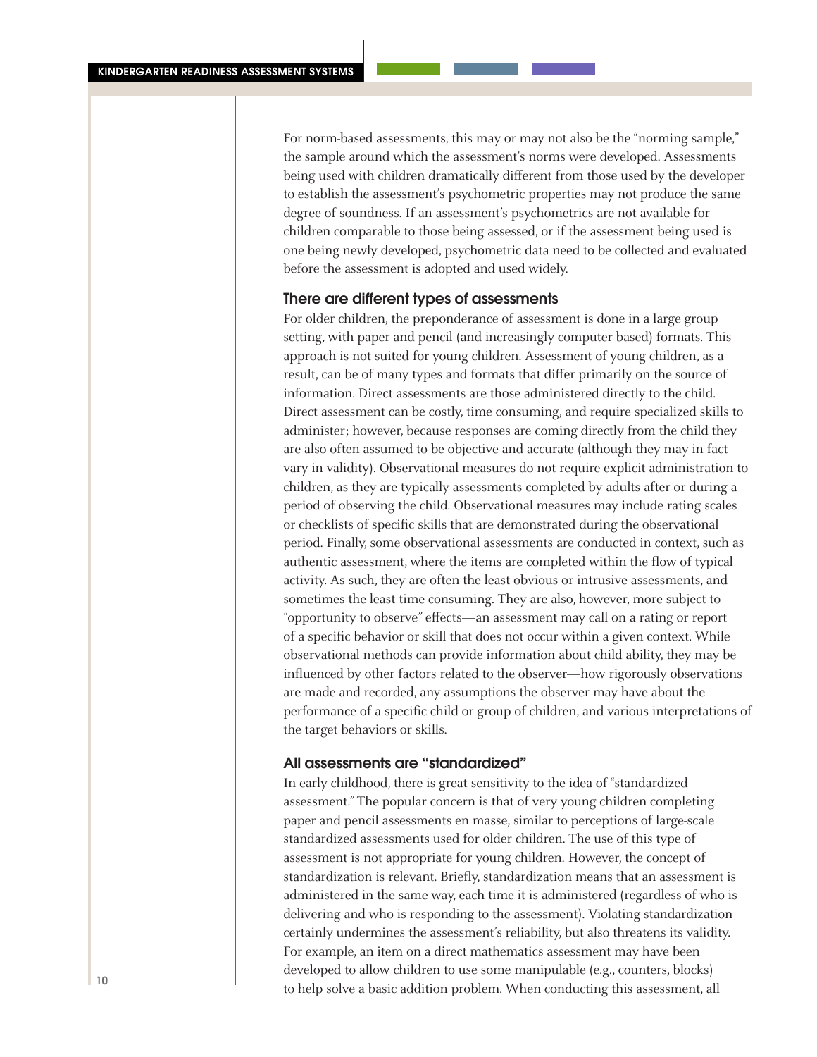For norm-based assessments, this may or may not also be the "norming sample," the sample around which the assessment's norms were developed. Assessments being used with children dramatically different from those used by the developer to establish the assessment's psychometric properties may not produce the same degree of soundness. If an assessment's psychometrics are not available for children comparable to those being assessed, or if the assessment being used is one being newly developed, psychometric data need to be collected and evaluated before the assessment is adopted and used widely.

### There are different types of assessments

For older children, the preponderance of assessment is done in a large group setting, with paper and pencil (and increasingly computer based) formats. This approach is not suited for young children. Assessment of young children, as a result, can be of many types and formats that differ primarily on the source of information. Direct assessments are those administered directly to the child. Direct assessment can be costly, time consuming, and require specialized skills to administer; however, because responses are coming directly from the child they are also often assumed to be objective and accurate (although they may in fact vary in validity). Observational measures do not require explicit administration to children, as they are typically assessments completed by adults after or during a period of observing the child. Observational measures may include rating scales or checklists of specific skills that are demonstrated during the observational period. Finally, some observational assessments are conducted in context, such as authentic assessment, where the items are completed within the flow of typical activity. As such, they are often the least obvious or intrusive assessments, and sometimes the least time consuming. They are also, however, more subject to "opportunity to observe" effects—an assessment may call on a rating or report of a specific behavior or skill that does not occur within a given context. While observational methods can provide information about child ability, they may be influenced by other factors related to the observer—how rigorously observations are made and recorded, any assumptions the observer may have about the performance of a specific child or group of children, and various interpretations of the target behaviors or skills.

### All assessments are "standardized"

In early childhood, there is great sensitivity to the idea of "standardized assessment." The popular concern is that of very young children completing paper and pencil assessments en masse, similar to perceptions of large-scale standardized assessments used for older children. The use of this type of assessment is not appropriate for young children. However, the concept of standardization is relevant. Briefly, standardization means that an assessment is administered in the same way, each time it is administered (regardless of who is delivering and who is responding to the assessment). Violating standardization certainly undermines the assessment's reliability, but also threatens its validity. For example, an item on a direct mathematics assessment may have been developed to allow children to use some manipulable (e.g., counters, blocks) to help solve a basic addition problem. When conducting this assessment, all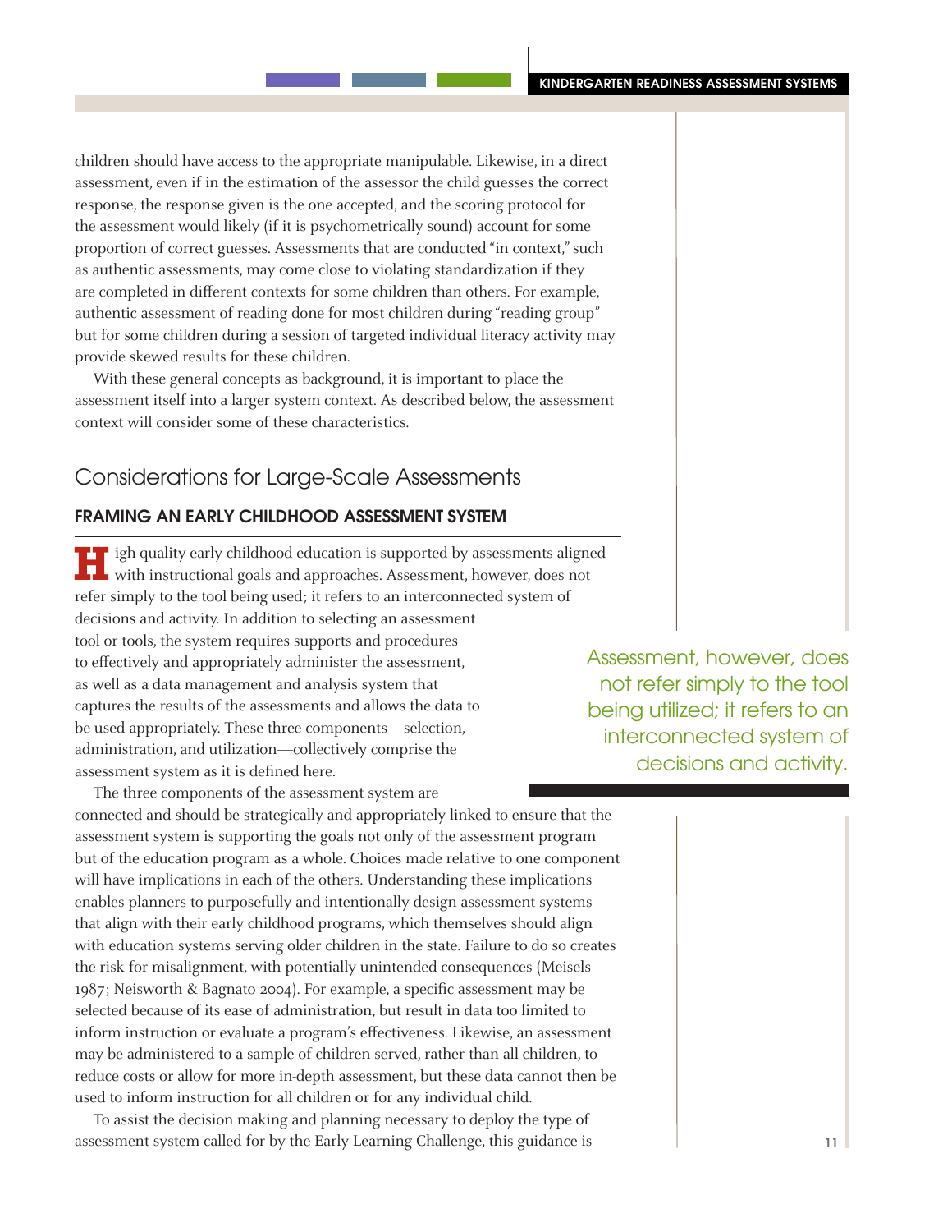children should have access to the appropriate manipulable. Likewise, in a direct assessment, even if in the estimation of the assessor the child guesses the correct response, the response given is the one accepted, and the scoring protocol for the assessment would likely (if it is psychometrically sound) account for some proportion of correct guesses. Assessments that are conducted "in context," such as authentic assessments, may come close to violating standardization if they are completed in different contexts for some children than others. For example, authentic assessment of reading done for most children during "reading group" but for some children during a session of targeted individual literacy activity may provide skewed results for these children.

With these general concepts as background, it is important to place the assessment itself into a larger system context. As described below, the assessment context will consider some of these characteristics.

## Considerations for Large-Scale Assessments

### FRAMING AN EARLY CHILDHOOD ASSESSMENT SYSTEM

High-quality early childhood education is supported by assessments aligned with instructional goals and approaches. Assessment, however, does not refer simply to the tool being used; it refers to an interconnected system of decisions and activity. In addition to selecting an assessment tool or tools, the system requires supports and procedures to effectively and appropriately administer the assessment, as well as a data management and analysis system that captures the results of the assessments and allows the data to be used appropriately. These three components—selection, administration, and utilization—collectively comprise the assessment system as it is defined here.

> Assessment, however, does not refer simply to the tool being utilized; it refers to an interconnected system of decisions and activity.

The three components of the assessment system are connected and should be strategically and appropriately linked to ensure that the assessment system is supporting the goals not only of the assessment program but of the education program as a whole. Choices made relative to one component will have implications in each of the others. Understanding these implications enables planners to purposefully and intentionally design assessment systems that align with their early childhood programs, which themselves should align with education systems serving older children in the state. Failure to do so creates the risk for misalignment, with potentially unintended consequences (Meisels 1987; Neisworth & Bagnato 2004). For example, a specific assessment may be selected because of its ease of administration, but result in data too limited to inform instruction or evaluate a program's effectiveness. Likewise, an assessment may be administered to a sample of children served, rather than all children, to reduce costs or allow for more in-depth assessment, but these data cannot then be used to inform instruction for all children or for any individual child.

To assist the decision making and planning necessary to deploy the type of assessment system called for by the Early Learning Challenge, this guidance is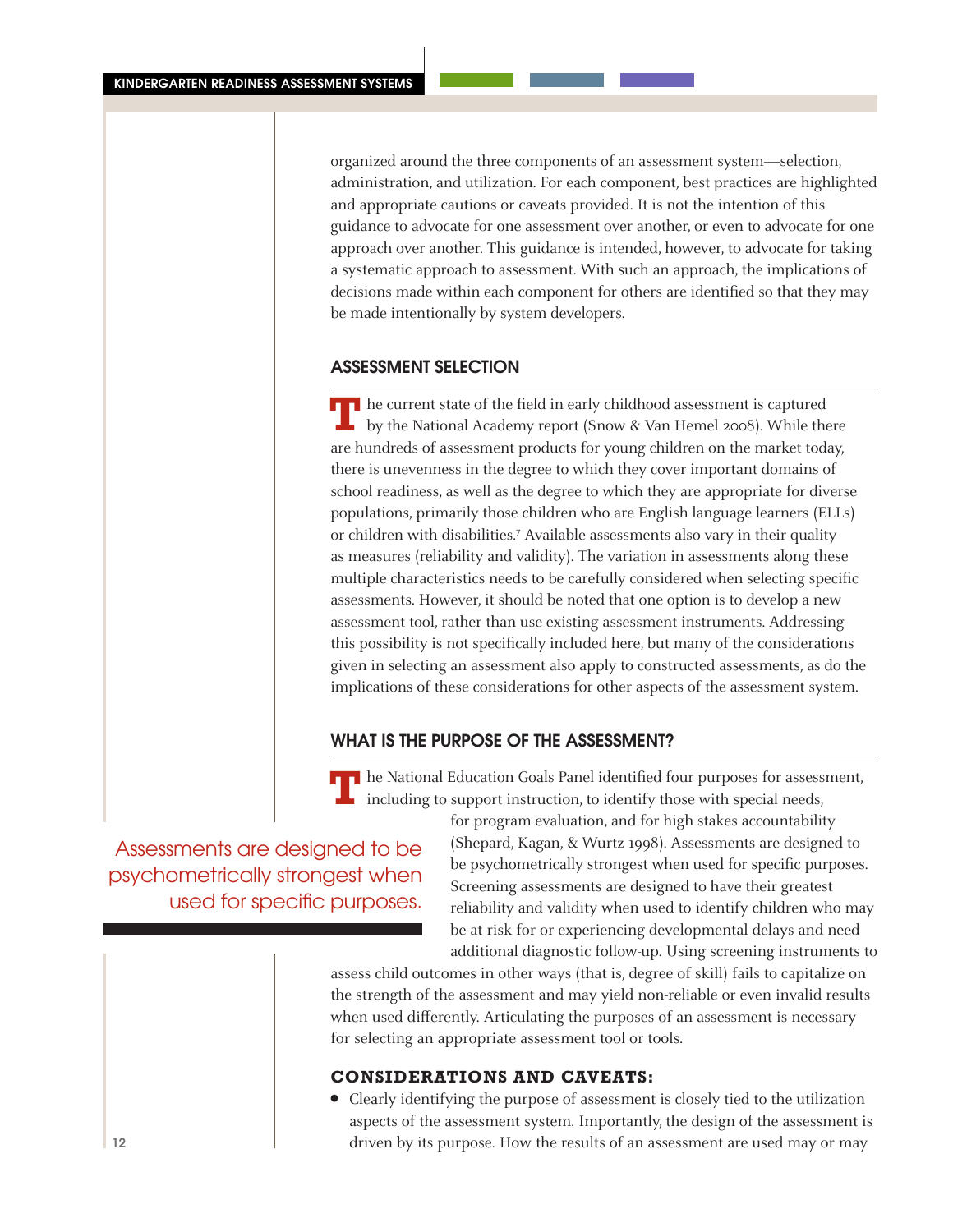organized around the three components of an assessment system—selection, administration, and utilization. For each component, best practices are highlighted and appropriate cautions or caveats provided. It is not the intention of this guidance to advocate for one assessment over another, or even to advocate for one approach over another. This guidance is intended, however, to advocate for taking a systematic approach to assessment. With such an approach, the implications of decisions made within each component for others are identified so that they may be made intentionally by system developers.

## ASSESSMENT SELECTION

The current state of the field in early childhood assessment is captured by the National Academy report (Snow & Van Hemel 2008). While there are hundreds of assessment products for young children on the market today, there is unevenness in the degree to which they cover important domains of school readiness, as well as the degree to which they are appropriate for diverse populations, primarily those children who are English language learners (ELLs) or children with disabilities.[7] Available assessments also vary in their quality as measures (reliability and validity). The variation in assessments along these multiple characteristics needs to be carefully considered when selecting specific assessments. However, it should be noted that one option is to develop a new assessment tool, rather than use existing assessment instruments. Addressing this possibility is not specifically included here, but many of the considerations given in selecting an assessment also apply to constructed assessments, as do the implications of these considerations for other aspects of the assessment system.

## WHAT IS THE PURPOSE OF THE ASSESSMENT?

The National Education Goals Panel identified four purposes for assessment, including to support instruction, to identify those with special needs, for program evaluation, and for high stakes accountability (Shepard, Kagan, & Wurtz 1998). Assessments are designed to be psychometrically strongest when used for specific purposes. Screening assessments are designed to have their greatest reliability and validity when used to identify children who may be at risk for or experiencing developmental delays and need additional diagnostic follow-up. Using screening instruments to assess child outcomes in other ways (that is, degree of skill) fails to capitalize on the strength of the assessment and may yield non-reliable or even invalid results when used differently. Articulating the purposes of an assessment is necessary for selecting an appropriate assessment tool or tools.

> Assessments are designed to be psychometrically strongest when used for specific purposes.

### CONSIDERATIONS AND CAVEATS:

- Clearly identifying the purpose of assessment is closely tied to the utilization aspects of the assessment system. Importantly, the design of the assessment is driven by its purpose. How the results of an assessment are used may or may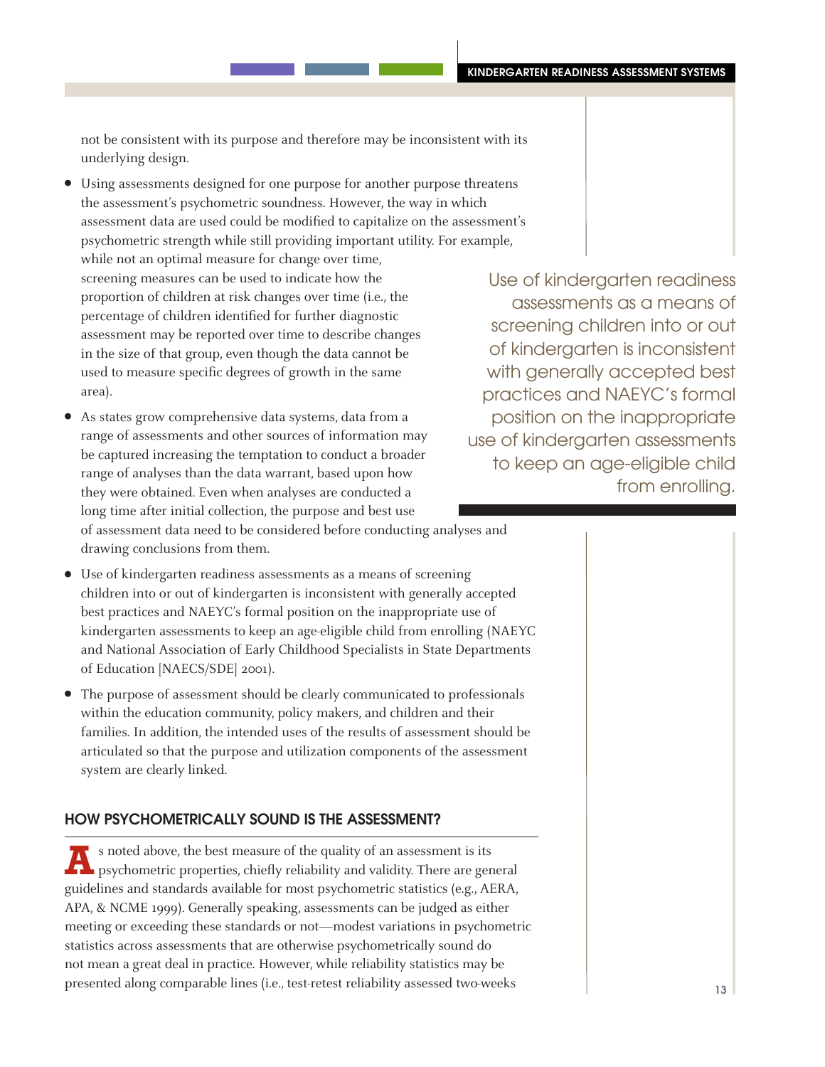not be consistent with its purpose and therefore may be inconsistent with its underlying design.

- Using assessments designed for one purpose for another purpose threatens the assessment's psychometric soundness. However, the way in which assessment data are used could be modified to capitalize on the assessment's psychometric strength while still providing important utility. For example, while not an optimal measure for change over time, screening measures can be used to indicate how the proportion of children at risk changes over time (i.e., the percentage of children identified for further diagnostic assessment may be reported over time to describe changes in the size of that group, even though the data cannot be used to measure specific degrees of growth in the same area).
- As states grow comprehensive data systems, data from a range of assessments and other sources of information may be captured increasing the temptation to conduct a broader range of analyses than the data warrant, based upon how they were obtained. Even when analyses are conducted a long time after initial collection, the purpose and best use of assessment data need to be considered before conducting analyses and drawing conclusions from them.
- Use of kindergarten readiness assessments as a means of screening children into or out of kindergarten is inconsistent with generally accepted best practices and NAEYC's formal position on the inappropriate use of kindergarten assessments to keep an age-eligible child from enrolling (NAEYC and National Association of Early Childhood Specialists in State Departments of Education [NAECS/SDE] 2001).
- The purpose of assessment should be clearly communicated to professionals within the education community, policy makers, and children and their families. In addition, the intended uses of the results of assessment should be articulated so that the purpose and utilization components of the assessment system are clearly linked.

> Use of kindergarten readiness assessments as a means of screening children into or out of kindergarten is inconsistent with generally accepted best practices and NAEYC's formal position on the inappropriate use of kindergarten assessments to keep an age-eligible child from enrolling.

## HOW PSYCHOMETRICALLY SOUND IS THE ASSESSMENT?

As noted above, the best measure of the quality of an assessment is its psychometric properties, chiefly reliability and validity. There are general guidelines and standards available for most psychometric statistics (e.g., AERA, APA, & NCME 1999). Generally speaking, assessments can be judged as either meeting or exceeding these standards or not—modest variations in psychometric statistics across assessments that are otherwise psychometrically sound do not mean a great deal in practice. However, while reliability statistics may be presented along comparable lines (i.e., test-retest reliability assessed two-weeks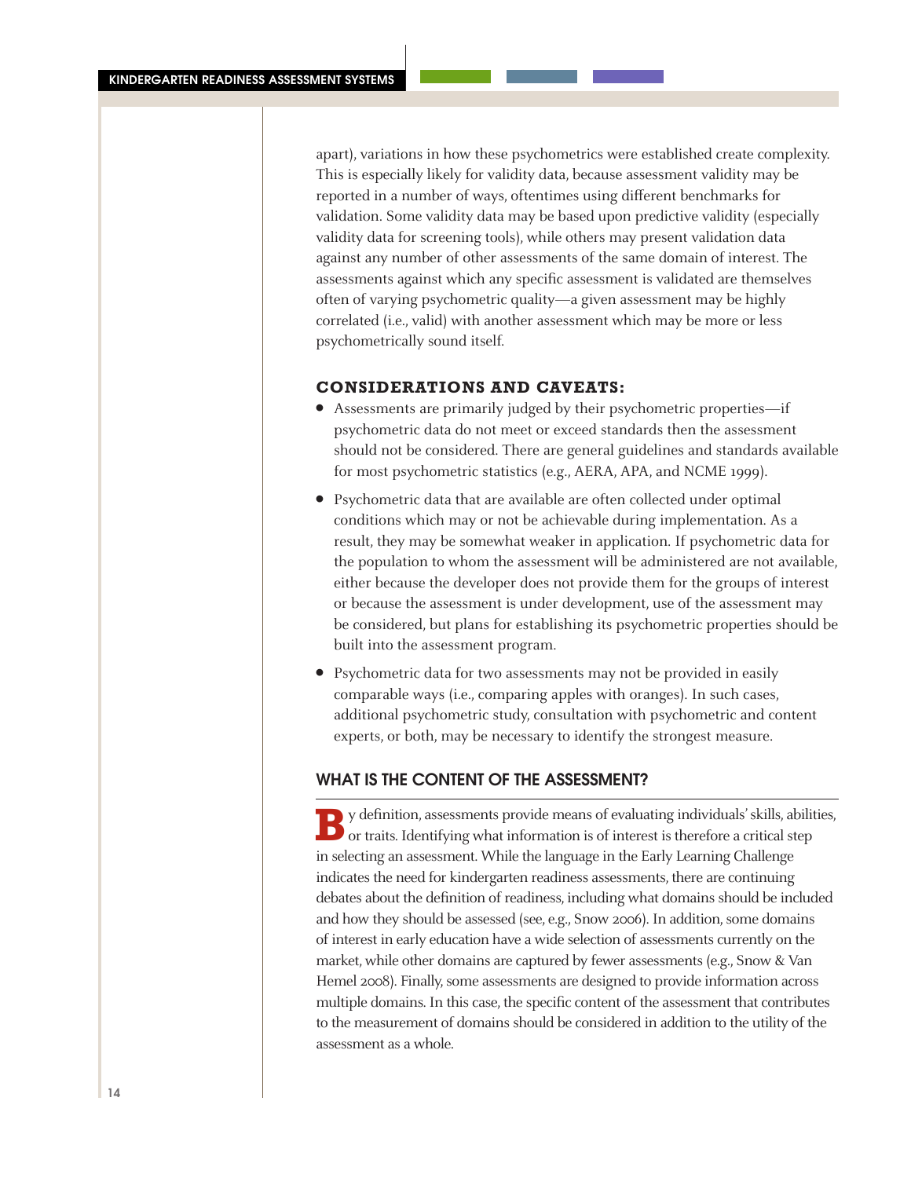apart), variations in how these psychometrics were established create complexity. This is especially likely for validity data, because assessment validity may be reported in a number of ways, oftentimes using different benchmarks for validation. Some validity data may be based upon predictive validity (especially validity data for screening tools), while others may present validation data against any number of other assessments of the same domain of interest. The assessments against which any specific assessment is validated are themselves often of varying psychometric quality—a given assessment may be highly correlated (i.e., valid) with another assessment which may be more or less psychometrically sound itself.

### CONSIDERATIONS AND CAVEATS:

- Assessments are primarily judged by their psychometric properties—if psychometric data do not meet or exceed standards then the assessment should not be considered. There are general guidelines and standards available for most psychometric statistics (e.g., AERA, APA, and NCME 1999).
- Psychometric data that are available are often collected under optimal conditions which may or not be achievable during implementation. As a result, they may be somewhat weaker in application. If psychometric data for the population to whom the assessment will be administered are not available, either because the developer does not provide them for the groups of interest or because the assessment is under development, use of the assessment may be considered, but plans for establishing its psychometric properties should be built into the assessment program.
- Psychometric data for two assessments may not be provided in easily comparable ways (i.e., comparing apples with oranges). In such cases, additional psychometric study, consultation with psychometric and content experts, or both, may be necessary to identify the strongest measure.

## WHAT IS THE CONTENT OF THE ASSESSMENT?

By definition, assessments provide means of evaluating individuals' skills, abilities, or traits. Identifying what information is of interest is therefore a critical step in selecting an assessment. While the language in the Early Learning Challenge indicates the need for kindergarten readiness assessments, there are continuing debates about the definition of readiness, including what domains should be included and how they should be assessed (see, e.g., Snow 2006). In addition, some domains of interest in early education have a wide selection of assessments currently on the market, while other domains are captured by fewer assessments (e.g., Snow & Van Hemel 2008). Finally, some assessments are designed to provide information across multiple domains. In this case, the specific content of the assessment that contributes to the measurement of domains should be considered in addition to the utility of the assessment as a whole.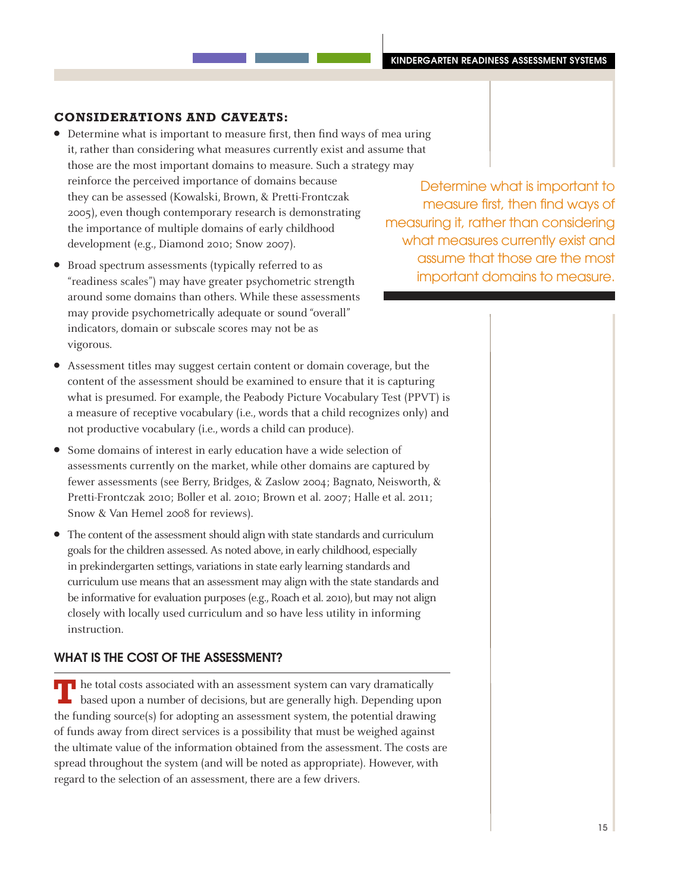### CONSIDERATIONS AND CAVEATS:

- Determine what is important to measure first, then find ways of mea uring it, rather than considering what measures currently exist and assume that those are the most important domains to measure. Such a strategy may reinforce the perceived importance of domains because they can be assessed (Kowalski, Brown, & Pretti-Frontczak 2005), even though contemporary research is demonstrating the importance of multiple domains of early childhood development (e.g., Diamond 2010; Snow 2007).
- Broad spectrum assessments (typically referred to as "readiness scales") may have greater psychometric strength around some domains than others. While these assessments may provide psychometrically adequate or sound "overall" indicators, domain or subscale scores may not be as vigorous.
- Assessment titles may suggest certain content or domain coverage, but the content of the assessment should be examined to ensure that it is capturing what is presumed. For example, the Peabody Picture Vocabulary Test (PPVT) is a measure of receptive vocabulary (i.e., words that a child recognizes only) and not productive vocabulary (i.e., words a child can produce).
- Some domains of interest in early education have a wide selection of assessments currently on the market, while other domains are captured by fewer assessments (see Berry, Bridges, & Zaslow 2004; Bagnato, Neisworth, & Pretti-Frontczak 2010; Boller et al. 2010; Brown et al. 2007; Halle et al. 2011; Snow & Van Hemel 2008 for reviews).
- The content of the assessment should align with state standards and curriculum goals for the children assessed. As noted above, in early childhood, especially in prekindergarten settings, variations in state early learning standards and curriculum use means that an assessment may align with the state standards and be informative for evaluation purposes (e.g., Roach et al. 2010), but may not align closely with locally used curriculum and so have less utility in informing instruction.

> Determine what is important to measure first, then find ways of measuring it, rather than considering what measures currently exist and assume that those are the most important domains to measure.

### WHAT IS THE COST OF THE ASSESSMENT?

The total costs associated with an assessment system can vary dramatically based upon a number of decisions, but are generally high. Depending upon the funding source(s) for adopting an assessment system, the potential drawing of funds away from direct services is a possibility that must be weighed against the ultimate value of the information obtained from the assessment. The costs are spread throughout the system (and will be noted as appropriate). However, with regard to the selection of an assessment, there are a few drivers.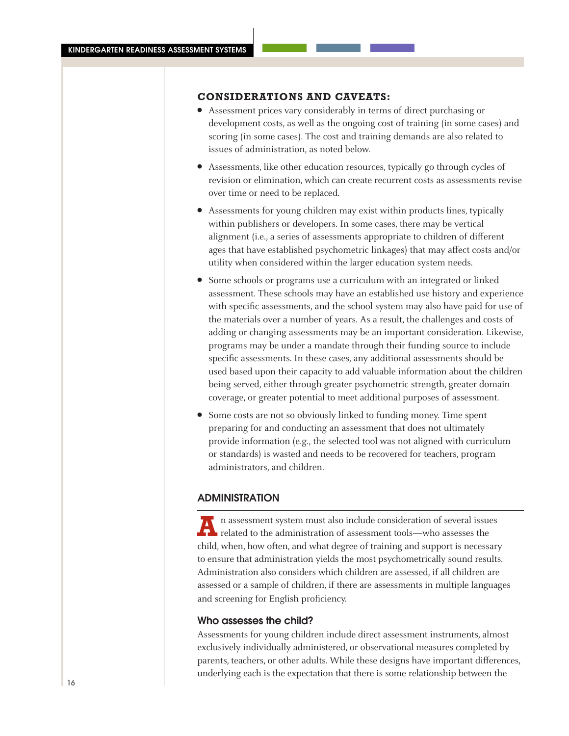**CONSIDERATIONS AND CAVEATS:**

- Assessment prices vary considerably in terms of direct purchasing or development costs, as well as the ongoing cost of training (in some cases) and scoring (in some cases). The cost and training demands are also related to issues of administration, as noted below.
- Assessments, like other education resources, typically go through cycles of revision or elimination, which can create recurrent costs as assessments revise over time or need to be replaced.
- Assessments for young children may exist within products lines, typically within publishers or developers. In some cases, there may be vertical alignment (i.e., a series of assessments appropriate to children of different ages that have established psychometric linkages) that may affect costs and/or utility when considered within the larger education system needs.
- Some schools or programs use a curriculum with an integrated or linked assessment. These schools may have an established use history and experience with specific assessments, and the school system may also have paid for use of the materials over a number of years. As a result, the challenges and costs of adding or changing assessments may be an important consideration. Likewise, programs may be under a mandate through their funding source to include specific assessments. In these cases, any additional assessments should be used based upon their capacity to add valuable information about the children being served, either through greater psychometric strength, greater domain coverage, or greater potential to meet additional purposes of assessment.
- Some costs are not so obviously linked to funding money. Time spent preparing for and conducting an assessment that does not ultimately provide information (e.g., the selected tool was not aligned with curriculum or standards) is wasted and needs to be recovered for teachers, program administrators, and children.

## ADMINISTRATION

An assessment system must also include consideration of several issues related to the administration of assessment tools—who assesses the child, when, how often, and what degree of training and support is necessary to ensure that administration yields the most psychometrically sound results. Administration also considers which children are assessed, if all children are assessed or a sample of children, if there are assessments in multiple languages and screening for English proficiency.

### Who assesses the child?

Assessments for young children include direct assessment instruments, almost exclusively individually administered, or observational measures completed by parents, teachers, or other adults. While these designs have important differences, underlying each is the expectation that there is some relationship between the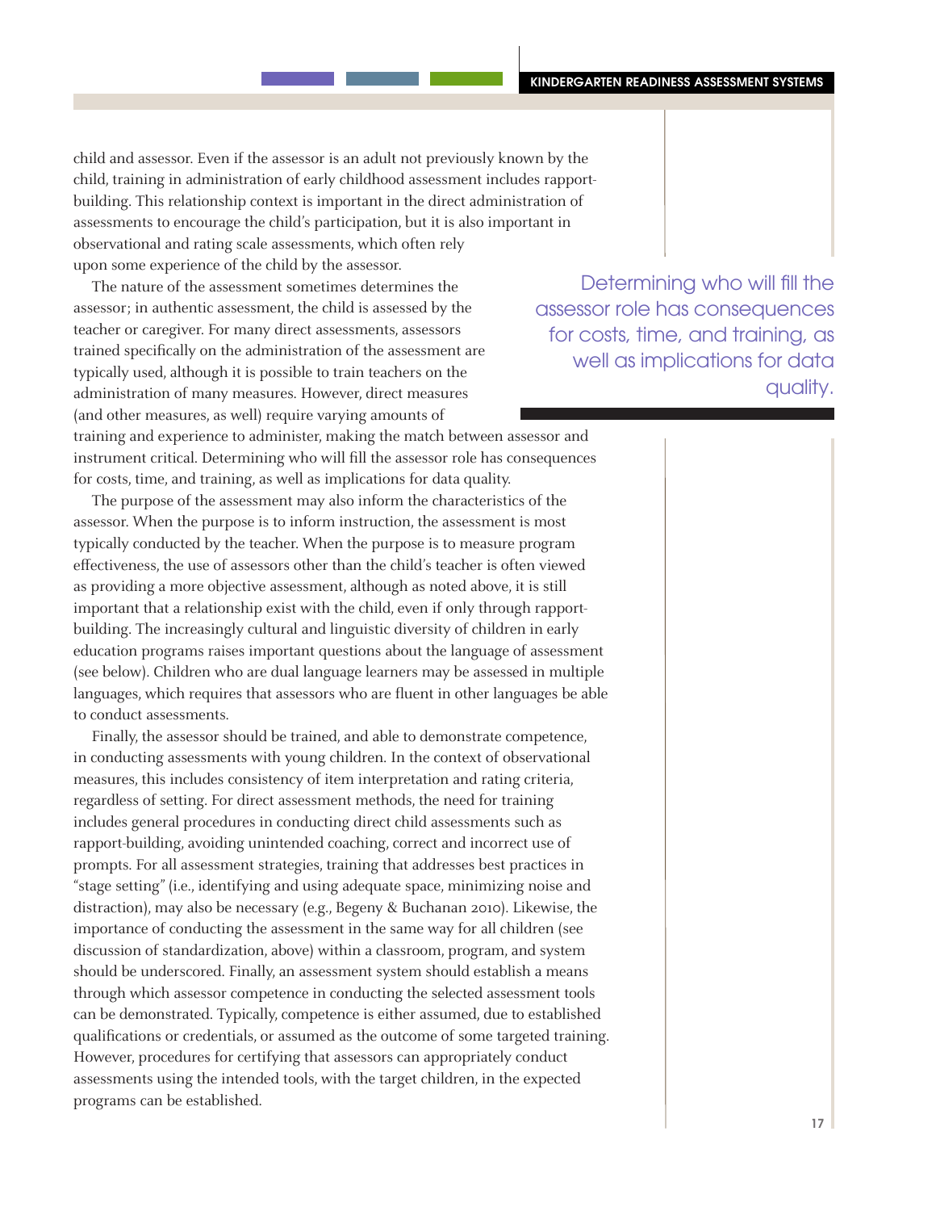child and assessor. Even if the assessor is an adult not previously known by the child, training in administration of early childhood assessment includes rapport-building. This relationship context is important in the direct administration of assessments to encourage the child's participation, but it is also important in observational and rating scale assessments, which often rely upon some experience of the child by the assessor.

The nature of the assessment sometimes determines the assessor; in authentic assessment, the child is assessed by the teacher or caregiver. For many direct assessments, assessors trained specifically on the administration of the assessment are typically used, although it is possible to train teachers on the administration of many measures. However, direct measures (and other measures, as well) require varying amounts of training and experience to administer, making the match between assessor and instrument critical. Determining who will fill the assessor role has consequences for costs, time, and training, as well as implications for data quality.

> Determining who will fill the assessor role has consequences for costs, time, and training, as well as implications for data quality.

The purpose of the assessment may also inform the characteristics of the assessor. When the purpose is to inform instruction, the assessment is most typically conducted by the teacher. When the purpose is to measure program effectiveness, the use of assessors other than the child's teacher is often viewed as providing a more objective assessment, although as noted above, it is still important that a relationship exist with the child, even if only through rapport-building. The increasingly cultural and linguistic diversity of children in early education programs raises important questions about the language of assessment (see below). Children who are dual language learners may be assessed in multiple languages, which requires that assessors who are fluent in other languages be able to conduct assessments.

Finally, the assessor should be trained, and able to demonstrate competence, in conducting assessments with young children. In the context of observational measures, this includes consistency of item interpretation and rating criteria, regardless of setting. For direct assessment methods, the need for training includes general procedures in conducting direct child assessments such as rapport-building, avoiding unintended coaching, correct and incorrect use of prompts. For all assessment strategies, training that addresses best practices in "stage setting" (i.e., identifying and using adequate space, minimizing noise and distraction), may also be necessary (e.g., Begeny & Buchanan 2010). Likewise, the importance of conducting the assessment in the same way for all children (see discussion of standardization, above) within a classroom, program, and system should be underscored. Finally, an assessment system should establish a means through which assessor competence in conducting the selected assessment tools can be demonstrated. Typically, competence is either assumed, due to established qualifications or credentials, or assumed as the outcome of some targeted training. However, procedures for certifying that assessors can appropriately conduct assessments using the intended tools, with the target children, in the expected programs can be established.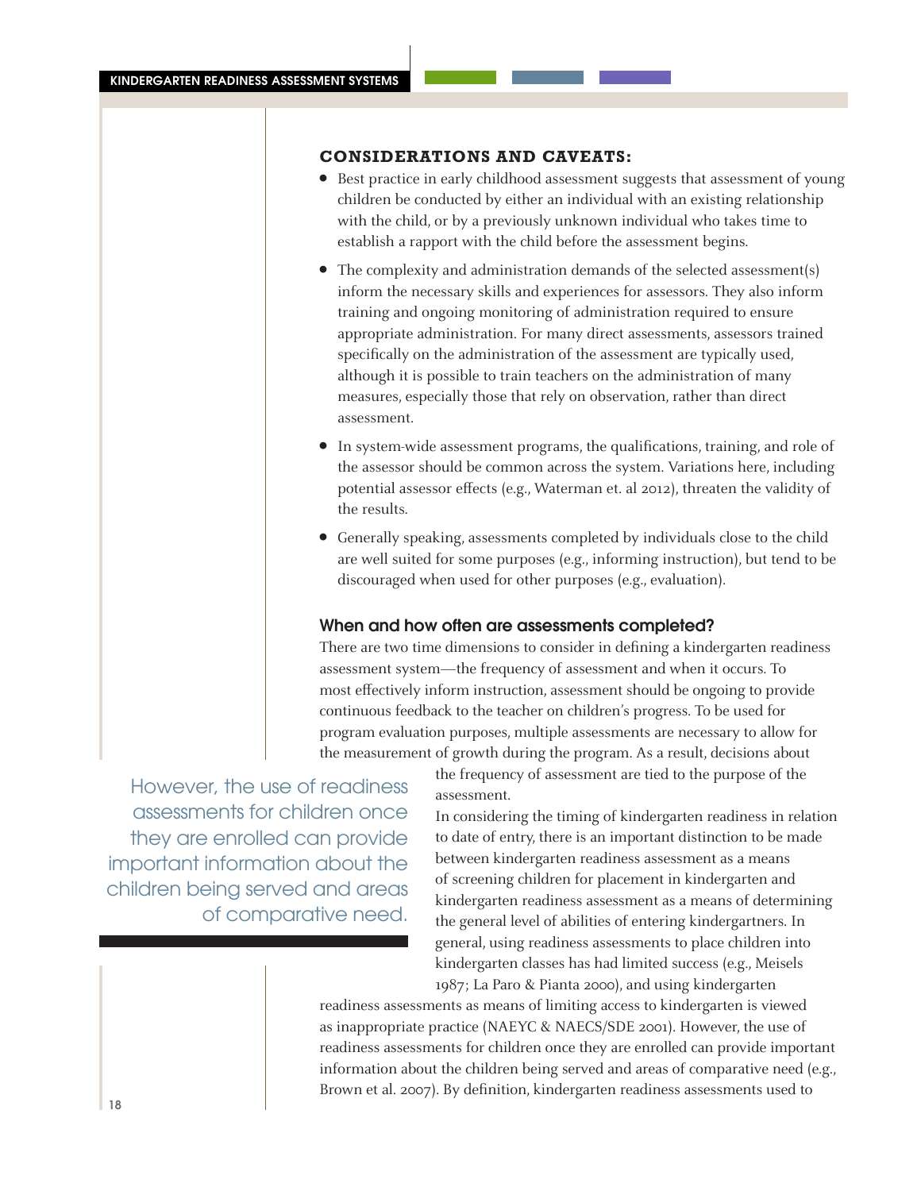### CONSIDERATIONS AND CAVEATS:

- Best practice in early childhood assessment suggests that assessment of young children be conducted by either an individual with an existing relationship with the child, or by a previously unknown individual who takes time to establish a rapport with the child before the assessment begins.
- The complexity and administration demands of the selected assessment(s) inform the necessary skills and experiences for assessors. They also inform training and ongoing monitoring of administration required to ensure appropriate administration. For many direct assessments, assessors trained specifically on the administration of the assessment are typically used, although it is possible to train teachers on the administration of many measures, especially those that rely on observation, rather than direct assessment.
- In system-wide assessment programs, the qualifications, training, and role of the assessor should be common across the system. Variations here, including potential assessor effects (e.g., Waterman et. al 2012), threaten the validity of the results.
- Generally speaking, assessments completed by individuals close to the child are well suited for some purposes (e.g., informing instruction), but tend to be discouraged when used for other purposes (e.g., evaluation).

### When and how often are assessments completed?

There are two time dimensions to consider in defining a kindergarten readiness assessment system—the frequency of assessment and when it occurs. To most effectively inform instruction, assessment should be ongoing to provide continuous feedback to the teacher on children's progress. To be used for program evaluation purposes, multiple assessments are necessary to allow for the measurement of growth during the program. As a result, decisions about the frequency of assessment are tied to the purpose of the assessment.

In considering the timing of kindergarten readiness in relation to date of entry, there is an important distinction to be made between kindergarten readiness assessment as a means of screening children for placement in kindergarten and kindergarten readiness assessment as a means of determining the general level of abilities of entering kindergartners. In general, using readiness assessments to place children into kindergarten classes has had limited success (e.g., Meisels 1987; La Paro & Pianta 2000), and using kindergarten readiness assessments as means of limiting access to kindergarten is viewed as inappropriate practice (NAEYC & NAECS/SDE 2001). However, the use of readiness assessments for children once they are enrolled can provide important information about the children being served and areas of comparative need (e.g., Brown et al. 2007). By definition, kindergarten readiness assessments used to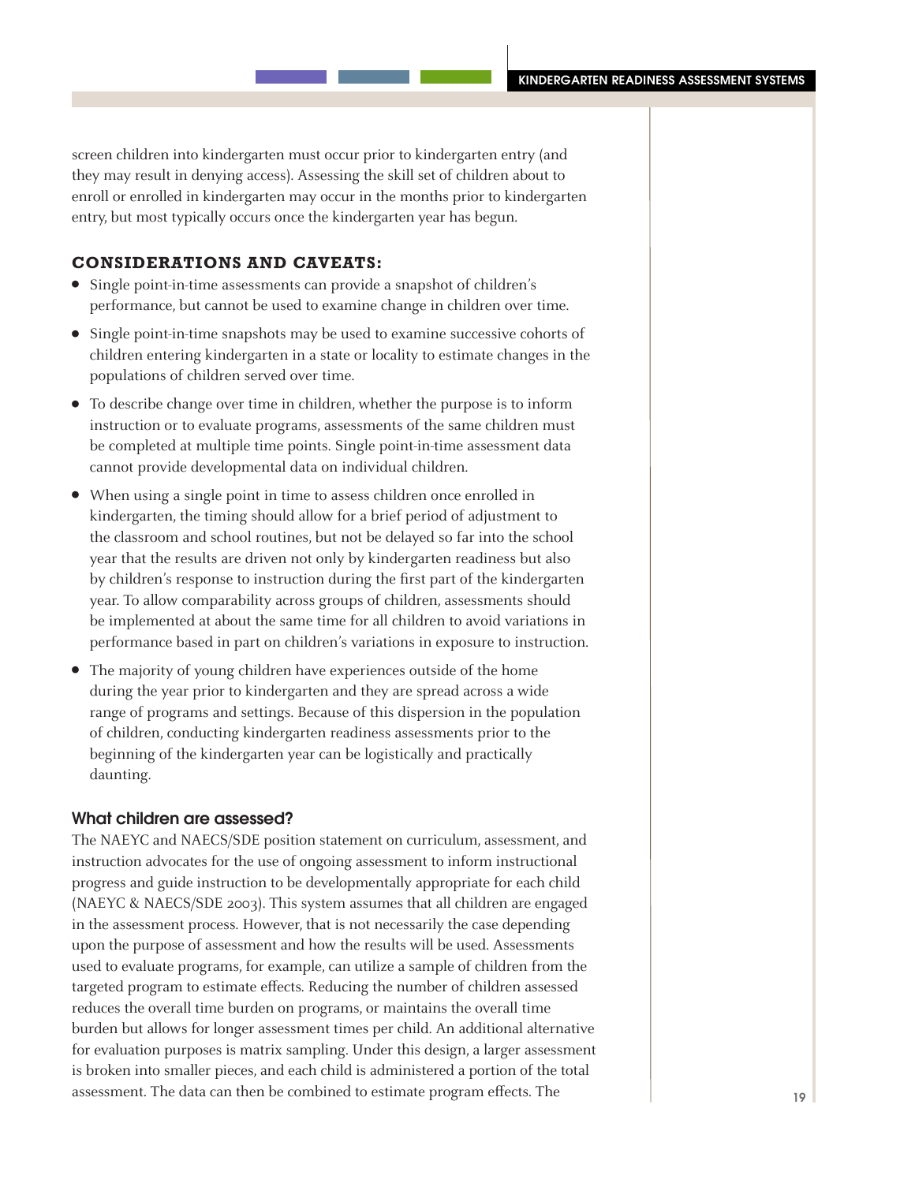screen children into kindergarten must occur prior to kindergarten entry (and they may result in denying access). Assessing the skill set of children about to enroll or enrolled in kindergarten may occur in the months prior to kindergarten entry, but most typically occurs once the kindergarten year has begun.

### CONSIDERATIONS AND CAVEATS:

- Single point-in-time assessments can provide a snapshot of children's performance, but cannot be used to examine change in children over time.
- Single point-in-time snapshots may be used to examine successive cohorts of children entering kindergarten in a state or locality to estimate changes in the populations of children served over time.
- To describe change over time in children, whether the purpose is to inform instruction or to evaluate programs, assessments of the same children must be completed at multiple time points. Single point-in-time assessment data cannot provide developmental data on individual children.
- When using a single point in time to assess children once enrolled in kindergarten, the timing should allow for a brief period of adjustment to the classroom and school routines, but not be delayed so far into the school year that the results are driven not only by kindergarten readiness but also by children's response to instruction during the first part of the kindergarten year. To allow comparability across groups of children, assessments should be implemented at about the same time for all children to avoid variations in performance based in part on children's variations in exposure to instruction.
- The majority of young children have experiences outside of the home during the year prior to kindergarten and they are spread across a wide range of programs and settings. Because of this dispersion in the population of children, conducting kindergarten readiness assessments prior to the beginning of the kindergarten year can be logistically and practically daunting.

### What children are assessed?

The NAEYC and NAECS/SDE position statement on curriculum, assessment, and instruction advocates for the use of ongoing assessment to inform instructional progress and guide instruction to be developmentally appropriate for each child (NAEYC & NAECS/SDE 2003). This system assumes that all children are engaged in the assessment process. However, that is not necessarily the case depending upon the purpose of assessment and how the results will be used. Assessments used to evaluate programs, for example, can utilize a sample of children from the targeted program to estimate effects. Reducing the number of children assessed reduces the overall time burden on programs, or maintains the overall time burden but allows for longer assessment times per child. An additional alternative for evaluation purposes is matrix sampling. Under this design, a larger assessment is broken into smaller pieces, and each child is administered a portion of the total assessment. The data can then be combined to estimate program effects. The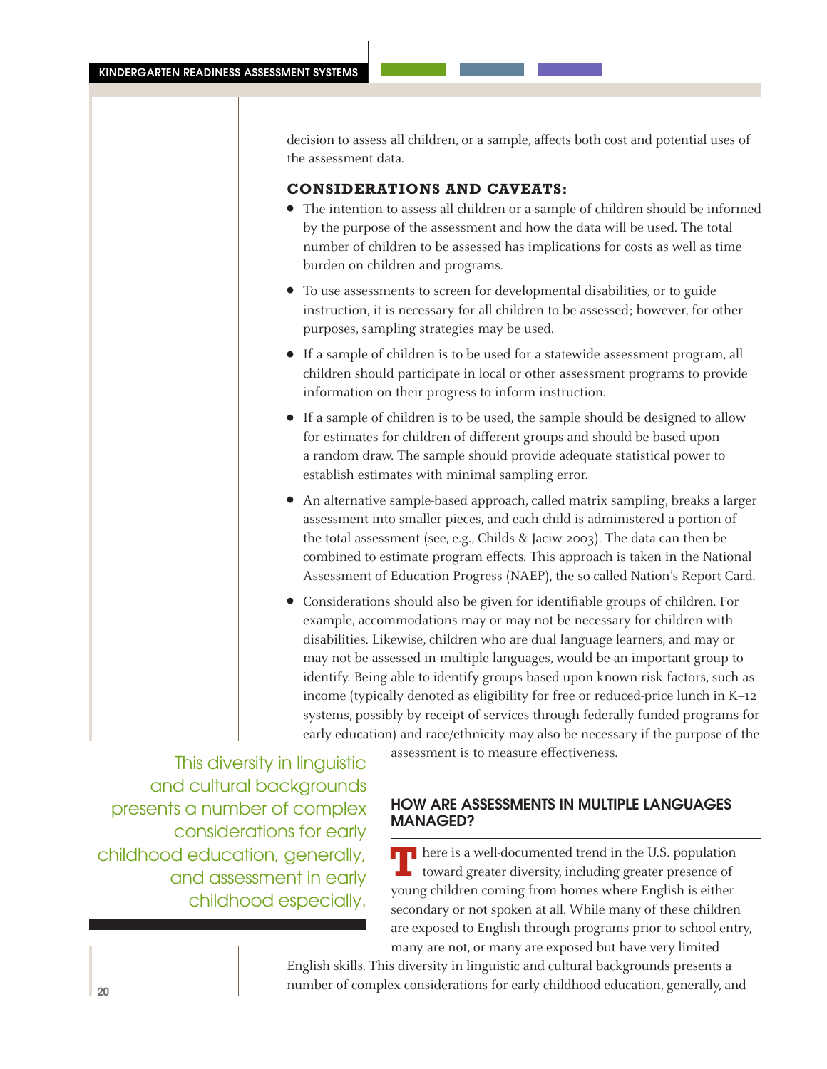decision to assess all children, or a sample, affects both cost and potential uses of the assessment data.

### CONSIDERATIONS AND CAVEATS:

- The intention to assess all children or a sample of children should be informed by the purpose of the assessment and how the data will be used. The total number of children to be assessed has implications for costs as well as time burden on children and programs.
- To use assessments to screen for developmental disabilities, or to guide instruction, it is necessary for all children to be assessed; however, for other purposes, sampling strategies may be used.
- If a sample of children is to be used for a statewide assessment program, all children should participate in local or other assessment programs to provide information on their progress to inform instruction.
- If a sample of children is to be used, the sample should be designed to allow for estimates for children of different groups and should be based upon a random draw. The sample should provide adequate statistical power to establish estimates with minimal sampling error.
- An alternative sample-based approach, called matrix sampling, breaks a larger assessment into smaller pieces, and each child is administered a portion of the total assessment (see, e.g., Childs & Jaciw 2003). The data can then be combined to estimate program effects. This approach is taken in the National Assessment of Education Progress (NAEP), the so-called Nation's Report Card.
- Considerations should also be given for identifiable groups of children. For example, accommodations may or may not be necessary for children with disabilities. Likewise, children who are dual language learners, and may or may not be assessed in multiple languages, would be an important group to identify. Being able to identify groups based upon known risk factors, such as income (typically denoted as eligibility for free or reduced-price lunch in K–12 systems, possibly by receipt of services through federally funded programs for early education) and race/ethnicity may also be necessary if the purpose of the assessment is to measure effectiveness.

> This diversity in linguistic and cultural backgrounds presents a number of complex considerations for early childhood education, generally, and assessment in early childhood especially.

## HOW ARE ASSESSMENTS IN MULTIPLE LANGUAGES MANAGED?

There is a well-documented trend in the U.S. population toward greater diversity, including greater presence of young children coming from homes where English is either secondary or not spoken at all. While many of these children are exposed to English through programs prior to school entry, many are not, or many are exposed but have very limited English skills. This diversity in linguistic and cultural backgrounds presents a number of complex considerations for early childhood education, generally, and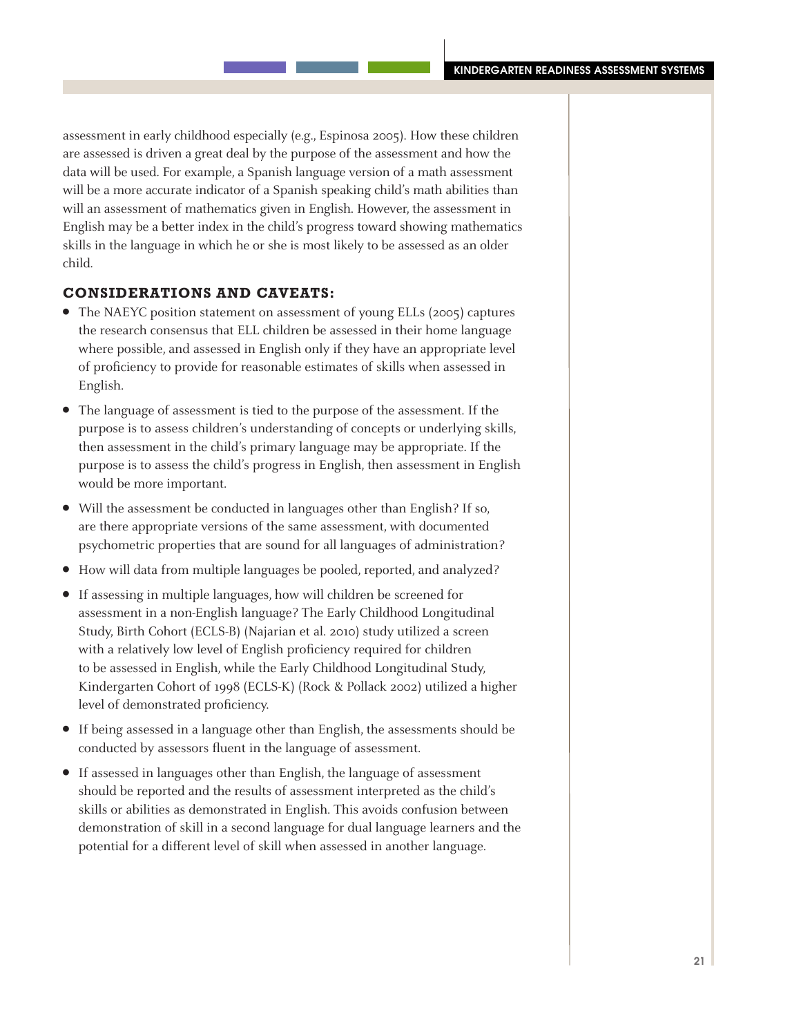assessment in early childhood especially (e.g., Espinosa 2005). How these children are assessed is driven a great deal by the purpose of the assessment and how the data will be used. For example, a Spanish language version of a math assessment will be a more accurate indicator of a Spanish speaking child's math abilities than will an assessment of mathematics given in English. However, the assessment in English may be a better index in the child's progress toward showing mathematics skills in the language in which he or she is most likely to be assessed as an older child.

### CONSIDERATIONS AND CAVEATS:

- The NAEYC position statement on assessment of young ELLs (2005) captures the research consensus that ELL children be assessed in their home language where possible, and assessed in English only if they have an appropriate level of proficiency to provide for reasonable estimates of skills when assessed in English.
- The language of assessment is tied to the purpose of the assessment. If the purpose is to assess children's understanding of concepts or underlying skills, then assessment in the child's primary language may be appropriate. If the purpose is to assess the child's progress in English, then assessment in English would be more important.
- Will the assessment be conducted in languages other than English? If so, are there appropriate versions of the same assessment, with documented psychometric properties that are sound for all languages of administration?
- How will data from multiple languages be pooled, reported, and analyzed?
- If assessing in multiple languages, how will children be screened for assessment in a non-English language? The Early Childhood Longitudinal Study, Birth Cohort (ECLS-B) (Najarian et al. 2010) study utilized a screen with a relatively low level of English proficiency required for children to be assessed in English, while the Early Childhood Longitudinal Study, Kindergarten Cohort of 1998 (ECLS-K) (Rock & Pollack 2002) utilized a higher level of demonstrated proficiency.
- If being assessed in a language other than English, the assessments should be conducted by assessors fluent in the language of assessment.
- If assessed in languages other than English, the language of assessment should be reported and the results of assessment interpreted as the child's skills or abilities as demonstrated in English. This avoids confusion between demonstration of skill in a second language for dual language learners and the potential for a different level of skill when assessed in another language.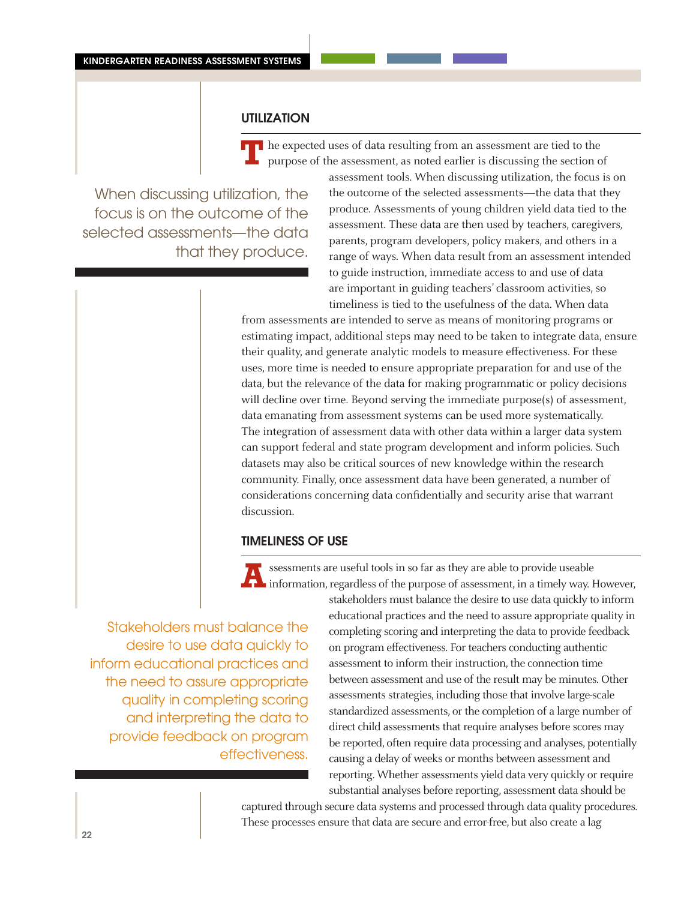## UTILIZATION

The expected uses of data resulting from an assessment are tied to the purpose of the assessment, as noted earlier is discussing the section of assessment tools. When discussing utilization, the focus is on the outcome of the selected assessments—the data that they produce. Assessments of young children yield data tied to the assessment. These data are then used by teachers, caregivers, parents, program developers, policy makers, and others in a range of ways. When data result from an assessment intended to guide instruction, immediate access to and use of data are important in guiding teachers' classroom activities, so timeliness is tied to the usefulness of the data. When data from assessments are intended to serve as means of monitoring programs or estimating impact, additional steps may need to be taken to integrate data, ensure their quality, and generate analytic models to measure effectiveness. For these uses, more time is needed to ensure appropriate preparation for and use of the data, but the relevance of the data for making programmatic or policy decisions will decline over time. Beyond serving the immediate purpose(s) of assessment, data emanating from assessment systems can be used more systematically. The integration of assessment data with other data within a larger data system can support federal and state program development and inform policies. Such datasets may also be critical sources of new knowledge within the research community. Finally, once assessment data have been generated, a number of considerations concerning data confidentially and security arise that warrant discussion.

> When discussing utilization, the focus is on the outcome of the selected assessments—the data that they produce.

## TIMELINESS OF USE

Assessments are useful tools in so far as they are able to provide useable information, regardless of the purpose of assessment, in a timely way. However, stakeholders must balance the desire to use data quickly to inform educational practices and the need to assure appropriate quality in completing scoring and interpreting the data to provide feedback on program effectiveness. For teachers conducting authentic assessment to inform their instruction, the connection time between assessment and use of the result may be minutes. Other assessments strategies, including those that involve large-scale standardized assessments, or the completion of a large number of direct child assessments that require analyses before scores may be reported, often require data processing and analyses, potentially causing a delay of weeks or months between assessment and reporting. Whether assessments yield data very quickly or require substantial analyses before reporting, assessment data should be captured through secure data systems and processed through data quality procedures. These processes ensure that data are secure and error-free, but also create a lag

> Stakeholders must balance the desire to use data quickly to inform educational practices and the need to assure appropriate quality in completing scoring and interpreting the data to provide feedback on program effectiveness.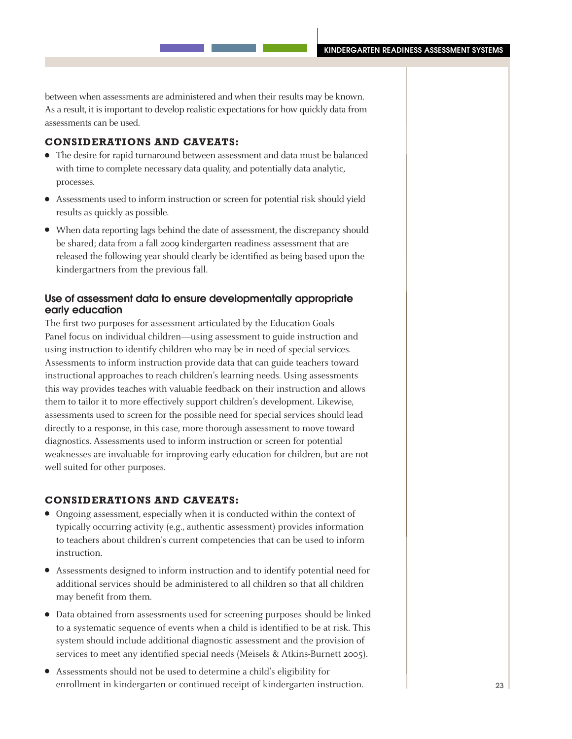between when assessments are administered and when their results may be known. As a result, it is important to develop realistic expectations for how quickly data from assessments can be used.

**CONSIDERATIONS AND CAVEATS:**

- The desire for rapid turnaround between assessment and data must be balanced with time to complete necessary data quality, and potentially data analytic, processes.
- Assessments used to inform instruction or screen for potential risk should yield results as quickly as possible.
- When data reporting lags behind the date of assessment, the discrepancy should be shared; data from a fall 2009 kindergarten readiness assessment that are released the following year should clearly be identified as being based upon the kindergartners from the previous fall.

### Use of assessment data to ensure developmentally appropriate early education

The first two purposes for assessment articulated by the Education Goals Panel focus on individual children—using assessment to guide instruction and using instruction to identify children who may be in need of special services. Assessments to inform instruction provide data that can guide teachers toward instructional approaches to reach children's learning needs. Using assessments this way provides teaches with valuable feedback on their instruction and allows them to tailor it to more effectively support children's development. Likewise, assessments used to screen for the possible need for special services should lead directly to a response, in this case, more thorough assessment to move toward diagnostics. Assessments used to inform instruction or screen for potential weaknesses are invaluable for improving early education for children, but are not well suited for other purposes.

**CONSIDERATIONS AND CAVEATS:**

- Ongoing assessment, especially when it is conducted within the context of typically occurring activity (e.g., authentic assessment) provides information to teachers about children's current competencies that can be used to inform instruction.
- Assessments designed to inform instruction and to identify potential need for additional services should be administered to all children so that all children may benefit from them.
- Data obtained from assessments used for screening purposes should be linked to a systematic sequence of events when a child is identified to be at risk. This system should include additional diagnostic assessment and the provision of services to meet any identified special needs (Meisels & Atkins-Burnett 2005).
- Assessments should not be used to determine a child's eligibility for enrollment in kindergarten or continued receipt of kindergarten instruction.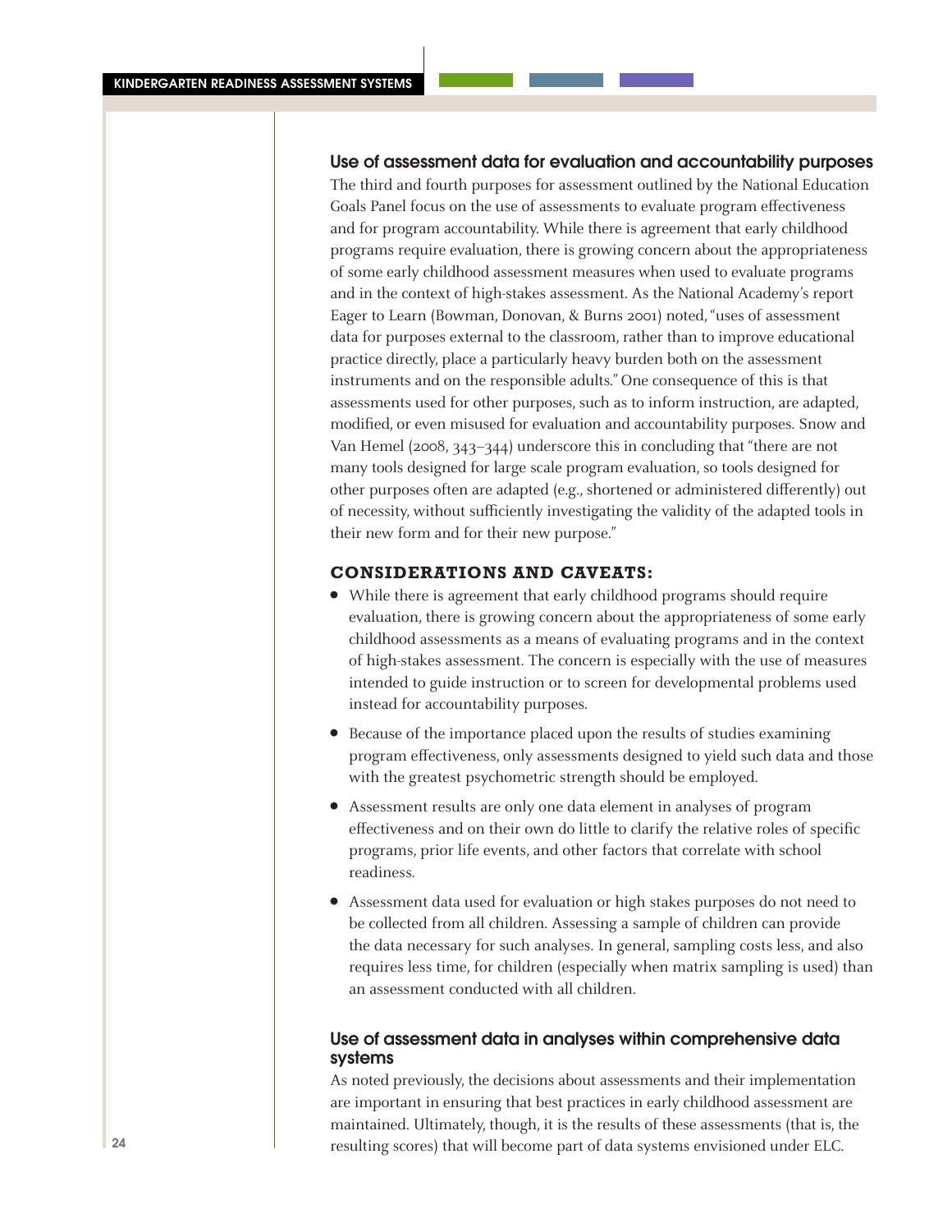## Use of assessment data for evaluation and accountability purposes

The third and fourth purposes for assessment outlined by the National Education Goals Panel focus on the use of assessments to evaluate program effectiveness and for program accountability. While there is agreement that early childhood programs require evaluation, there is growing concern about the appropriateness of some early childhood assessment measures when used to evaluate programs and in the context of high-stakes assessment. As the National Academy's report Eager to Learn (Bowman, Donovan, & Burns 2001) noted, "uses of assessment data for purposes external to the classroom, rather than to improve educational practice directly, place a particularly heavy burden both on the assessment instruments and on the responsible adults." One consequence of this is that assessments used for other purposes, such as to inform instruction, are adapted, modified, or even misused for evaluation and accountability purposes. Snow and Van Hemel (2008, 343–344) underscore this in concluding that "there are not many tools designed for large scale program evaluation, so tools designed for other purposes often are adapted (e.g., shortened or administered differently) out of necessity, without sufficiently investigating the validity of the adapted tools in their new form and for their new purpose."

### CONSIDERATIONS AND CAVEATS:

- While there is agreement that early childhood programs should require evaluation, there is growing concern about the appropriateness of some early childhood assessments as a means of evaluating programs and in the context of high-stakes assessment. The concern is especially with the use of measures intended to guide instruction or to screen for developmental problems used instead for accountability purposes.
- Because of the importance placed upon the results of studies examining program effectiveness, only assessments designed to yield such data and those with the greatest psychometric strength should be employed.
- Assessment results are only one data element in analyses of program effectiveness and on their own do little to clarify the relative roles of specific programs, prior life events, and other factors that correlate with school readiness.
- Assessment data used for evaluation or high stakes purposes do not need to be collected from all children. Assessing a sample of children can provide the data necessary for such analyses. In general, sampling costs less, and also requires less time, for children (especially when matrix sampling is used) than an assessment conducted with all children.

## Use of assessment data in analyses within comprehensive data systems

As noted previously, the decisions about assessments and their implementation are important in ensuring that best practices in early childhood assessment are maintained. Ultimately, though, it is the results of these assessments (that is, the resulting scores) that will become part of data systems envisioned under ELC.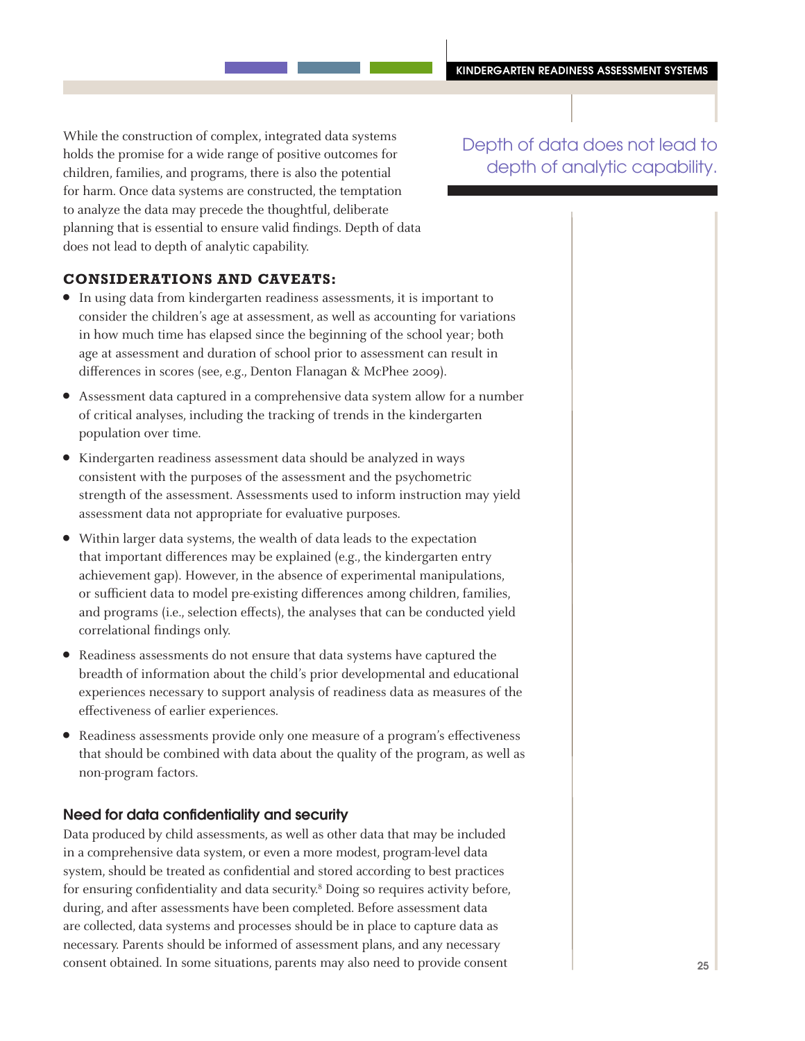While the construction of complex, integrated data systems holds the promise for a wide range of positive outcomes for children, families, and programs, there is also the potential for harm. Once data systems are constructed, the temptation to analyze the data may precede the thoughtful, deliberate planning that is essential to ensure valid findings. Depth of data does not lead to depth of analytic capability.

> Depth of data does not lead to depth of analytic capability.

### CONSIDERATIONS AND CAVEATS:

- In using data from kindergarten readiness assessments, it is important to consider the children's age at assessment, as well as accounting for variations in how much time has elapsed since the beginning of the school year; both age at assessment and duration of school prior to assessment can result in differences in scores (see, e.g., Denton Flanagan & McPhee 2009).
- Assessment data captured in a comprehensive data system allow for a number of critical analyses, including the tracking of trends in the kindergarten population over time.
- Kindergarten readiness assessment data should be analyzed in ways consistent with the purposes of the assessment and the psychometric strength of the assessment. Assessments used to inform instruction may yield assessment data not appropriate for evaluative purposes.
- Within larger data systems, the wealth of data leads to the expectation that important differences may be explained (e.g., the kindergarten entry achievement gap). However, in the absence of experimental manipulations, or sufficient data to model pre-existing differences among children, families, and programs (i.e., selection effects), the analyses that can be conducted yield correlational findings only.
- Readiness assessments do not ensure that data systems have captured the breadth of information about the child's prior developmental and educational experiences necessary to support analysis of readiness data as measures of the effectiveness of earlier experiences.
- Readiness assessments provide only one measure of a program's effectiveness that should be combined with data about the quality of the program, as well as non-program factors.

### Need for data confidentiality and security

Data produced by child assessments, as well as other data that may be included in a comprehensive data system, or even a more modest, program-level data system, should be treated as confidential and stored according to best practices for ensuring confidentiality and data security.[8] Doing so requires activity before, during, and after assessments have been completed. Before assessment data are collected, data systems and processes should be in place to capture data as necessary. Parents should be informed of assessment plans, and any necessary consent obtained. In some situations, parents may also need to provide consent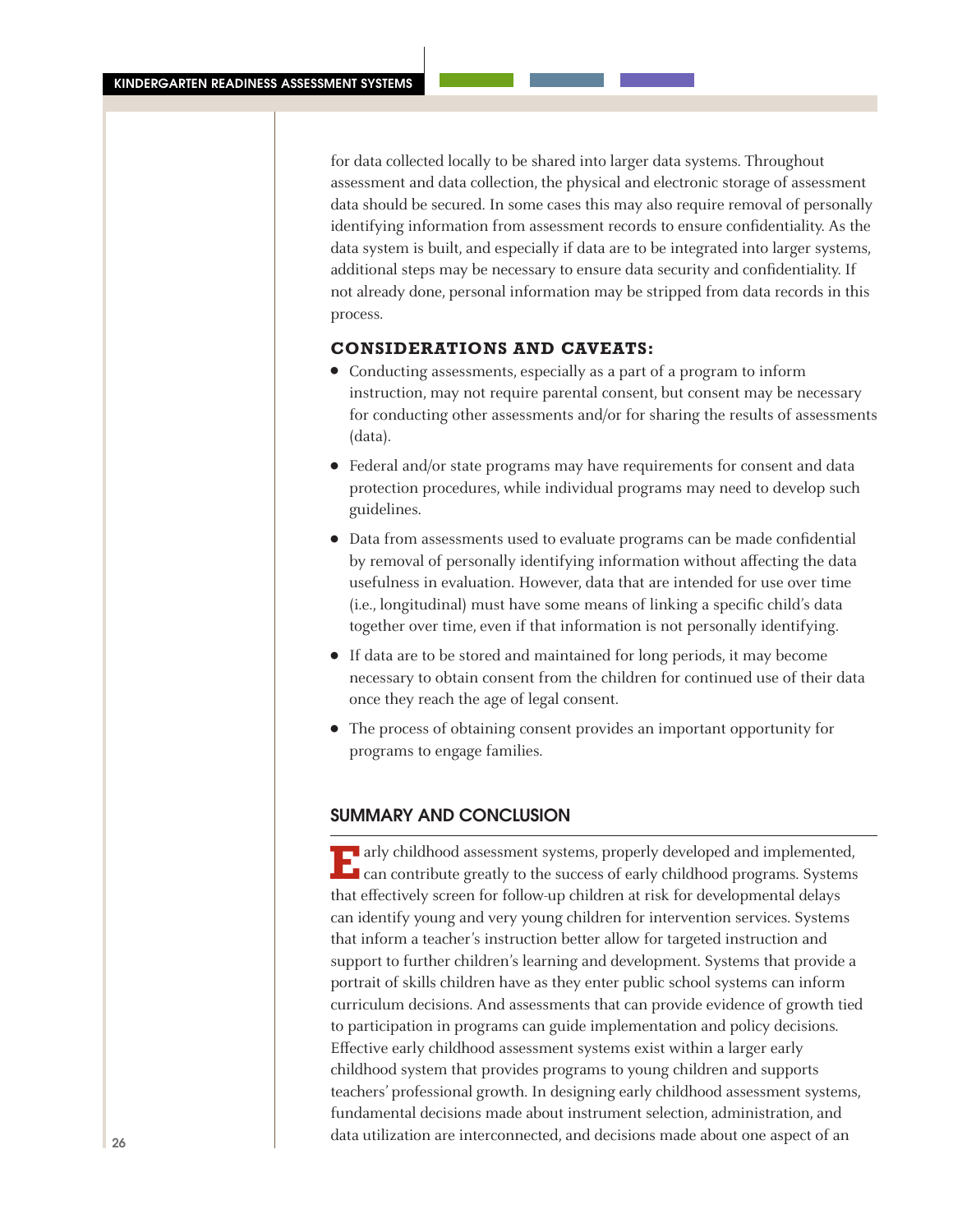for data collected locally to be shared into larger data systems. Throughout assessment and data collection, the physical and electronic storage of assessment data should be secured. In some cases this may also require removal of personally identifying information from assessment records to ensure confidentiality. As the data system is built, and especially if data are to be integrated into larger systems, additional steps may be necessary to ensure data security and confidentiality. If not already done, personal information may be stripped from data records in this process.

### CONSIDERATIONS AND CAVEATS:

- Conducting assessments, especially as a part of a program to inform instruction, may not require parental consent, but consent may be necessary for conducting other assessments and/or for sharing the results of assessments (data).
- Federal and/or state programs may have requirements for consent and data protection procedures, while individual programs may need to develop such guidelines.
- Data from assessments used to evaluate programs can be made confidential by removal of personally identifying information without affecting the data usefulness in evaluation. However, data that are intended for use over time (i.e., longitudinal) must have some means of linking a specific child's data together over time, even if that information is not personally identifying.
- If data are to be stored and maintained for long periods, it may become necessary to obtain consent from the children for continued use of their data once they reach the age of legal consent.
- The process of obtaining consent provides an important opportunity for programs to engage families.

## SUMMARY AND CONCLUSION

Early childhood assessment systems, properly developed and implemented, can contribute greatly to the success of early childhood programs. Systems that effectively screen for follow-up children at risk for developmental delays can identify young and very young children for intervention services. Systems that inform a teacher's instruction better allow for targeted instruction and support to further children's learning and development. Systems that provide a portrait of skills children have as they enter public school systems can inform curriculum decisions. And assessments that can provide evidence of growth tied to participation in programs can guide implementation and policy decisions. Effective early childhood assessment systems exist within a larger early childhood system that provides programs to young children and supports teachers' professional growth. In designing early childhood assessment systems, fundamental decisions made about instrument selection, administration, and data utilization are interconnected, and decisions made about one aspect of an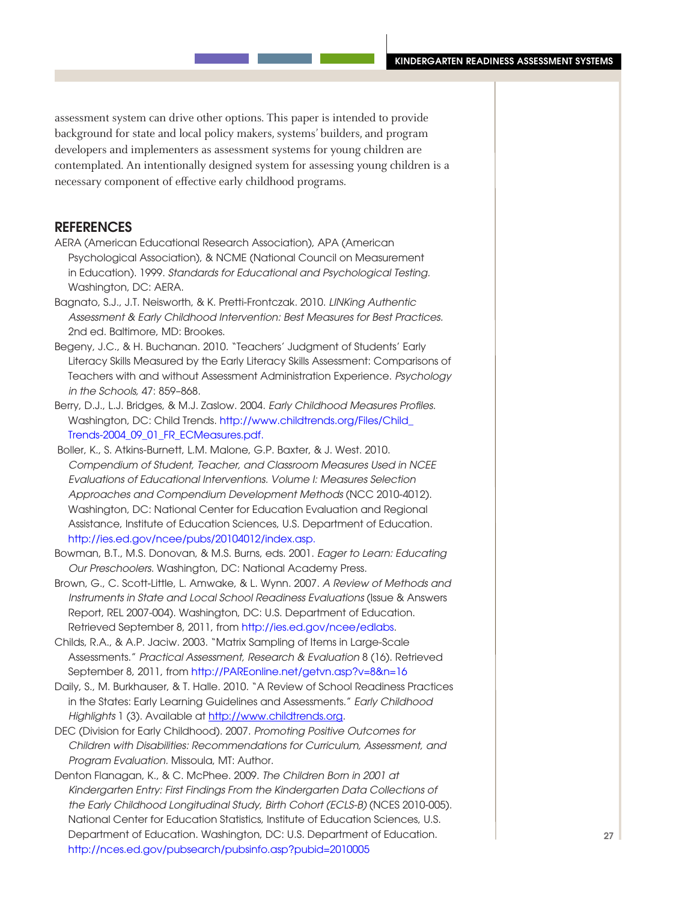assessment system can drive other options. This paper is intended to provide background for state and local policy makers, systems' builders, and program developers and implementers as assessment systems for young children are contemplated. An intentionally designed system for assessing young children is a necessary component of effective early childhood programs.

## REFERENCES

AERA (American Educational Research Association), APA (American Psychological Association), & NCME (National Council on Measurement in Education). 1999. *Standards for Educational and Psychological Testing.* Washington, DC: AERA.

Bagnato, S.J., J.T. Neisworth, & K. Pretti-Frontczak. 2010. *LINKing Authentic Assessment & Early Childhood Intervention: Best Measures for Best Practices.* 2nd ed. Baltimore, MD: Brookes.

Begeny, J.C., & H. Buchanan. 2010. "Teachers' Judgment of Students' Early Literacy Skills Measured by the Early Literacy Skills Assessment: Comparisons of Teachers with and without Assessment Administration Experience. *Psychology in the Schools,* 47: 859–868.

Berry, D.J., L.J. Bridges, & M.J. Zaslow. 2004. *Early Childhood Measures Profiles.* Washington, DC: Child Trends. http://www.childtrends.org/Files/Child_Trends-2004_09_01_FR_ECMeasures.pdf.

Boller, K., S. Atkins-Burnett, L.M. Malone, G.P. Baxter, & J. West. 2010. *Compendium of Student, Teacher, and Classroom Measures Used in NCEE Evaluations of Educational Interventions. Volume I: Measures Selection Approaches and Compendium Development Methods* (NCC 2010-4012). Washington, DC: National Center for Education Evaluation and Regional Assistance, Institute of Education Sciences, U.S. Department of Education. http://ies.ed.gov/ncee/pubs/20104012/index.asp.

Bowman, B.T., M.S. Donovan, & M.S. Burns, eds. 2001. *Eager to Learn: Educating Our Preschoolers.* Washington, DC: National Academy Press.

Brown, G., C. Scott-Little, L. Amwake, & L. Wynn. 2007. *A Review of Methods and Instruments in State and Local School Readiness Evaluations* (Issue & Answers Report, REL 2007-004). Washington, DC: U.S. Department of Education. Retrieved September 8, 2011, from http://ies.ed.gov/ncee/edlabs.

Childs, R.A., & A.P. Jaciw. 2003. "Matrix Sampling of Items in Large-Scale Assessments." *Practical Assessment, Research & Evaluation* 8 (16). Retrieved September 8, 2011, from http://PAREonline.net/getvn.asp?v=8&n=16

Daily, S., M. Burkhauser, & T. Halle. 2010. "A Review of School Readiness Practices in the States: Early Learning Guidelines and Assessments." *Early Childhood Highlights* 1 (3). Available at http://www.childtrends.org.

DEC (Division for Early Childhood). 2007. *Promoting Positive Outcomes for Children with Disabilities: Recommendations for Curriculum, Assessment, and Program Evaluation.* Missoula, MT: Author.

Denton Flanagan, K., & C. McPhee. 2009. *The Children Born in 2001 at Kindergarten Entry: First Findings From the Kindergarten Data Collections of the Early Childhood Longitudinal Study, Birth Cohort (ECLS-B)* (NCES 2010-005). National Center for Education Statistics, Institute of Education Sciences, U.S. Department of Education. Washington, DC: U.S. Department of Education. http://nces.ed.gov/pubsearch/pubsinfo.asp?pubid=2010005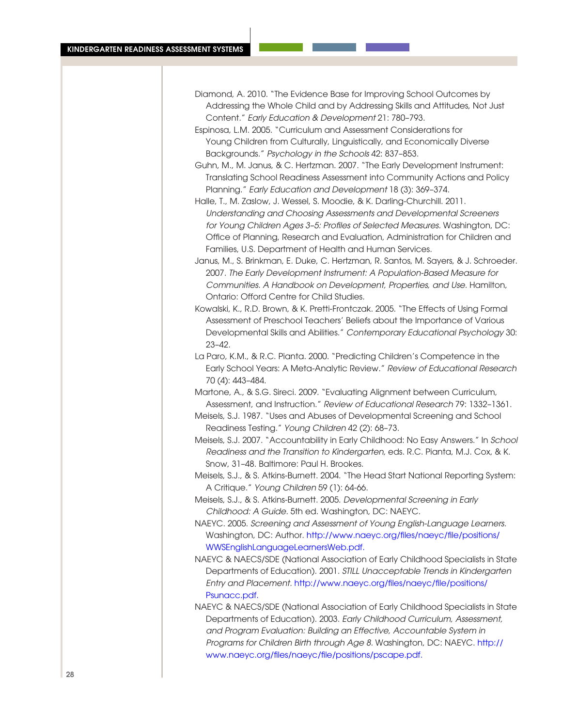Diamond, A. 2010. "The Evidence Base for Improving School Outcomes by Addressing the Whole Child and by Addressing Skills and Attitudes, Not Just Content." *Early Education & Development* 21: 780–793.

Espinosa, L.M. 2005. "Curriculum and Assessment Considerations for Young Children from Culturally, Linguistically, and Economically Diverse Backgrounds." *Psychology in the Schools* 42: 837–853.

Guhn, M., M. Janus, & C. Hertzman. 2007. "The Early Development Instrument: Translating School Readiness Assessment into Community Actions and Policy Planning." *Early Education and Development* 18 (3): 369–374.

Halle, T., M. Zaslow, J. Wessel, S. Moodie, & K. Darling-Churchill. 2011. *Understanding and Choosing Assessments and Developmental Screeners for Young Children Ages 3–5: Profiles of Selected Measures.* Washington, DC: Office of Planning, Research and Evaluation, Administration for Children and Families, U.S. Department of Health and Human Services.

Janus, M., S. Brinkman, E. Duke, C. Hertzman, R. Santos, M. Sayers, & J. Schroeder. 2007. *The Early Development Instrument: A Population-Based Measure for Communities. A Handbook on Development, Properties, and Use.* Hamilton, Ontario: Offord Centre for Child Studies.

Kowalski, K., R.D. Brown, & K. Pretti-Frontczak. 2005. "The Effects of Using Formal Assessment of Preschool Teachers' Beliefs about the Importance of Various Developmental Skills and Abilities." *Contemporary Educational Psychology* 30: 23–42.

La Paro, K.M., & R.C. Pianta. 2000. "Predicting Children's Competence in the Early School Years: A Meta-Analytic Review." *Review of Educational Research* 70 (4): 443–484.

Martone, A., & S.G. Sireci. 2009. "Evaluating Alignment between Curriculum, Assessment, and Instruction." *Review of Educational Research* 79: 1332–1361.

Meisels, S.J. 1987. "Uses and Abuses of Developmental Screening and School Readiness Testing." *Young Children* 42 (2): 68–73.

Meisels, S.J. 2007. "Accountability in Early Childhood: No Easy Answers." In *School Readiness and the Transition to Kindergarten,* eds. R.C. Pianta, M.J. Cox, & K. Snow, 31–48. Baltimore: Paul H. Brookes.

Meisels, S.J., & S. Atkins-Burnett. 2004. "The Head Start National Reporting System: A Critique." *Young Children* 59 (1): 64-66.

Meisels, S.J., & S. Atkins-Burnett. 2005. *Developmental Screening in Early Childhood: A Guide.* 5th ed. Washington, DC: NAEYC.

NAEYC. 2005. *Screening and Assessment of Young English-Language Learners.* Washington, DC: Author. http://www.naeyc.org/files/naeyc/file/positions/WWSEnglishLanguageLearnersWeb.pdf.

NAEYC & NAECS/SDE (National Association of Early Childhood Specialists in State Departments of Education). 2001. *STILL Unacceptable Trends in Kindergarten Entry and Placement.* http://www.naeyc.org/files/naeyc/file/positions/Psunacc.pdf.

NAEYC & NAECS/SDE (National Association of Early Childhood Specialists in State Departments of Education). 2003. *Early Childhood Curriculum, Assessment, and Program Evaluation: Building an Effective, Accountable System in Programs for Children Birth through Age 8.* Washington, DC: NAEYC. http://www.naeyc.org/files/naeyc/file/positions/pscape.pdf.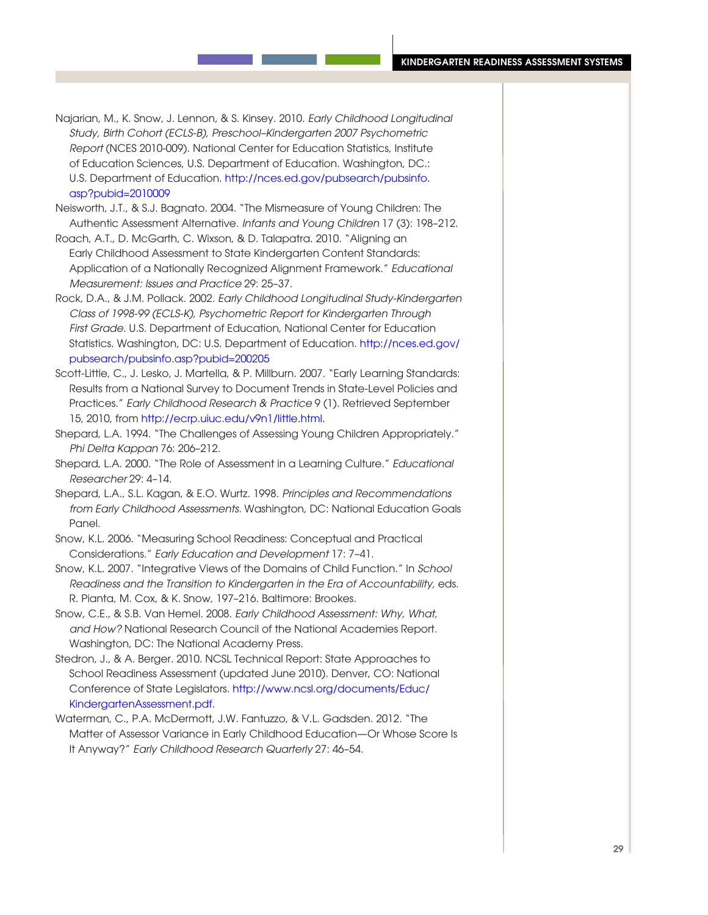Najarian, M., K. Snow, J. Lennon, & S. Kinsey. 2010. *Early Childhood Longitudinal Study, Birth Cohort (ECLS-B), Preschool–Kindergarten 2007 Psychometric Report* (NCES 2010-009). National Center for Education Statistics, Institute of Education Sciences, U.S. Department of Education. Washington, DC.: U.S. Department of Education. http://nces.ed.gov/pubsearch/pubsinfo.asp?pubid=2010009

Neisworth, J.T., & S.J. Bagnato. 2004. "The Mismeasure of Young Children: The Authentic Assessment Alternative. *Infants and Young Children* 17 (3): 198–212.

Roach, A.T., D. McGarth, C. Wixson, & D. Talapatra. 2010. "Aligning an Early Childhood Assessment to State Kindergarten Content Standards: Application of a Nationally Recognized Alignment Framework." *Educational Measurement: Issues and Practice* 29: 25–37.

Rock, D.A., & J.M. Pollack. 2002. *Early Childhood Longitudinal Study-Kindergarten Class of 1998-99 (ECLS-K), Psychometric Report for Kindergarten Through First Grade.* U.S. Department of Education, National Center for Education Statistics. Washington, DC: U.S. Department of Education. http://nces.ed.gov/pubsearch/pubsinfo.asp?pubid=200205

Scott-Little, C., J. Lesko, J. Martella, & P. Millburn. 2007. "Early Learning Standards: Results from a National Survey to Document Trends in State-Level Policies and Practices." *Early Childhood Research & Practice* 9 (1). Retrieved September 15, 2010, from http://ecrp.uiuc.edu/v9n1/little.html.

Shepard, L.A. 1994. "The Challenges of Assessing Young Children Appropriately." *Phi Delta Kappan* 76: 206–212.

Shepard, L.A. 2000. "The Role of Assessment in a Learning Culture." *Educational Researcher* 29: 4–14.

Shepard, L.A., S.L. Kagan, & E.O. Wurtz. 1998. *Principles and Recommendations from Early Childhood Assessments.* Washington, DC: National Education Goals Panel.

Snow, K.L. 2006. "Measuring School Readiness: Conceptual and Practical Considerations." *Early Education and Development* 17: 7–41.

Snow, K.L. 2007. "Integrative Views of the Domains of Child Function." In *School Readiness and the Transition to Kindergarten in the Era of Accountability,* eds. R. Pianta, M. Cox, & K. Snow, 197–216. Baltimore: Brookes.

Snow, C.E., & S.B. Van Hemel. 2008. *Early Childhood Assessment: Why, What, and How?* National Research Council of the National Academies Report. Washington, DC: The National Academy Press.

Stedron, J., & A. Berger. 2010. NCSL Technical Report: State Approaches to School Readiness Assessment (updated June 2010). Denver, CO: National Conference of State Legislators. http://www.ncsl.org/documents/Educ/KindergartenAssessment.pdf.

Waterman, C., P.A. McDermott, J.W. Fantuzzo, & V.L. Gadsden. 2012. "The Matter of Assessor Variance in Early Childhood Education—Or Whose Score Is It Anyway?" *Early Childhood Research Quarterly* 27: 46–54.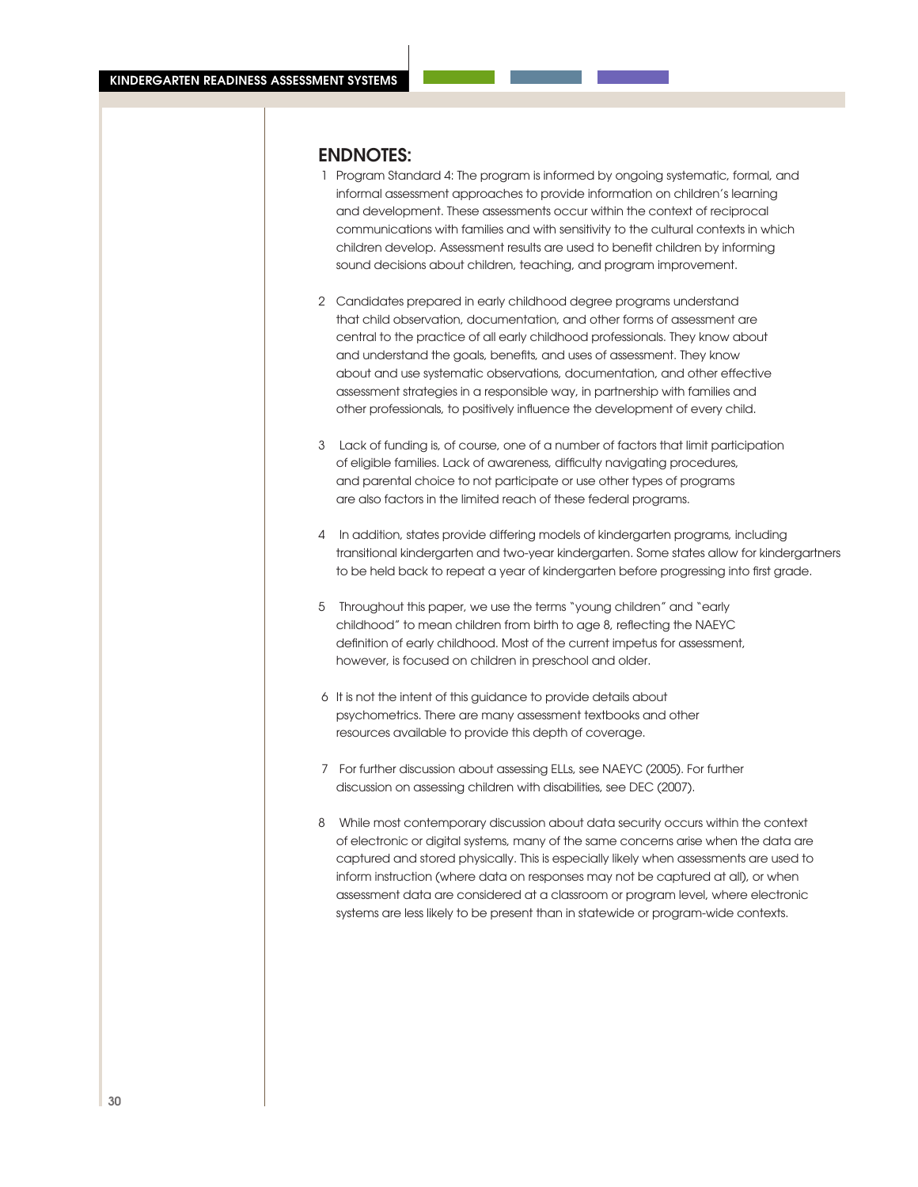## ENDNOTES:

1. Program Standard 4: The program is informed by ongoing systematic, formal, and informal assessment approaches to provide information on children's learning and development. These assessments occur within the context of reciprocal communications with families and with sensitivity to the cultural contexts in which children develop. Assessment results are used to benefit children by informing sound decisions about children, teaching, and program improvement.

2. Candidates prepared in early childhood degree programs understand that child observation, documentation, and other forms of assessment are central to the practice of all early childhood professionals. They know about and understand the goals, benefits, and uses of assessment. They know about and use systematic observations, documentation, and other effective assessment strategies in a responsible way, in partnership with families and other professionals, to positively influence the development of every child.

3. Lack of funding is, of course, one of a number of factors that limit participation of eligible families. Lack of awareness, difficulty navigating procedures, and parental choice to not participate or use other types of programs are also factors in the limited reach of these federal programs.

4. In addition, states provide differing models of kindergarten programs, including transitional kindergarten and two-year kindergarten. Some states allow for kindergartners to be held back to repeat a year of kindergarten before progressing into first grade.

5. Throughout this paper, we use the terms "young children" and "early childhood" to mean children from birth to age 8, reflecting the NAEYC definition of early childhood. Most of the current impetus for assessment, however, is focused on children in preschool and older.

6. It is not the intent of this guidance to provide details about psychometrics. There are many assessment textbooks and other resources available to provide this depth of coverage.

7. For further discussion about assessing ELLs, see NAEYC (2005). For further discussion on assessing children with disabilities, see DEC (2007).

8. While most contemporary discussion about data security occurs within the context of electronic or digital systems, many of the same concerns arise when the data are captured and stored physically. This is especially likely when assessments are used to inform instruction (where data on responses may not be captured at all), or when assessment data are considered at a classroom or program level, where electronic systems are less likely to be present than in statewide or program-wide contexts.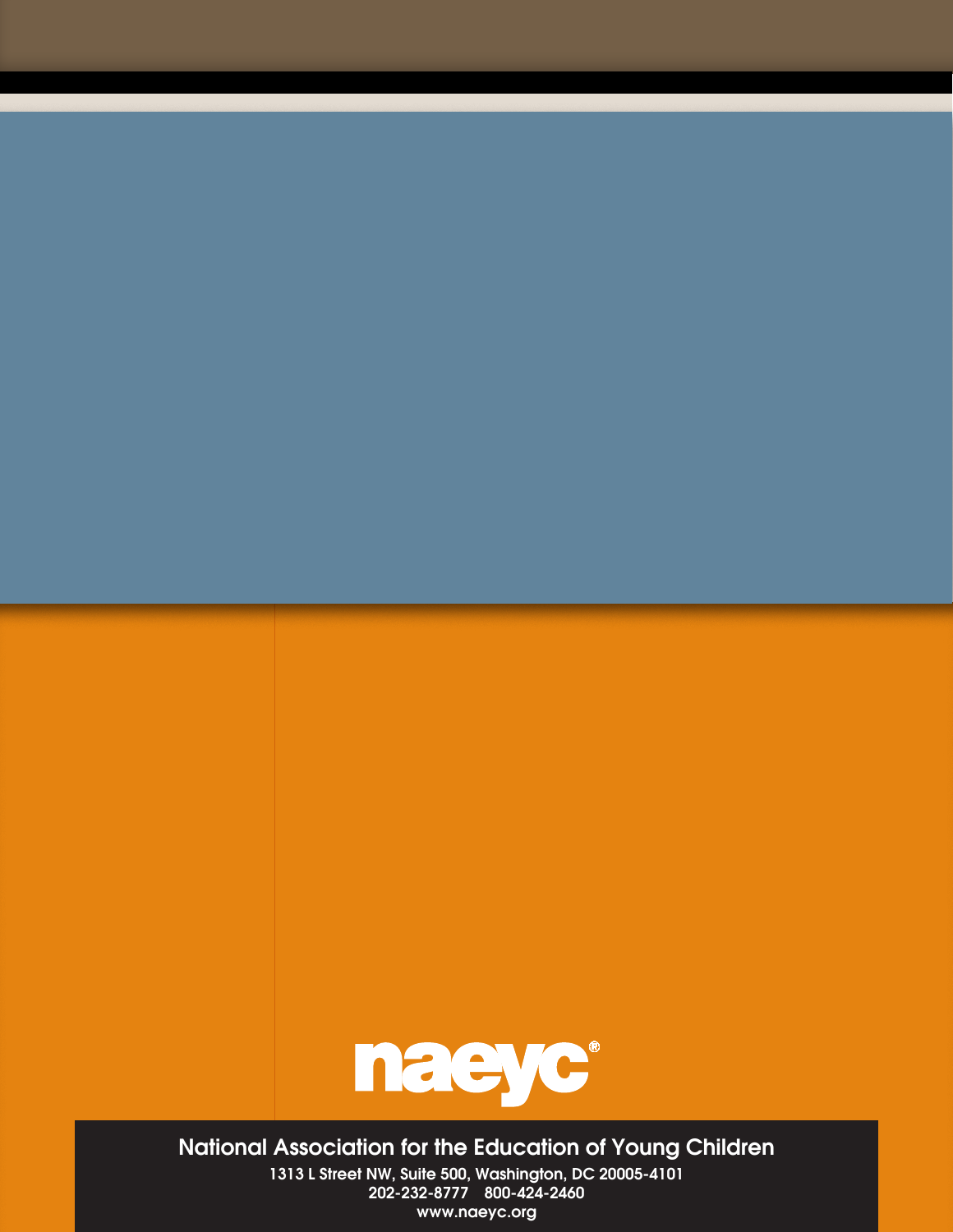naeyc®

**National Association for the Education of Young Children**

1313 L Street NW, Suite 500, Washington, DC 20005-4101

202-232-8777 800-424-2460

www.naeyc.org